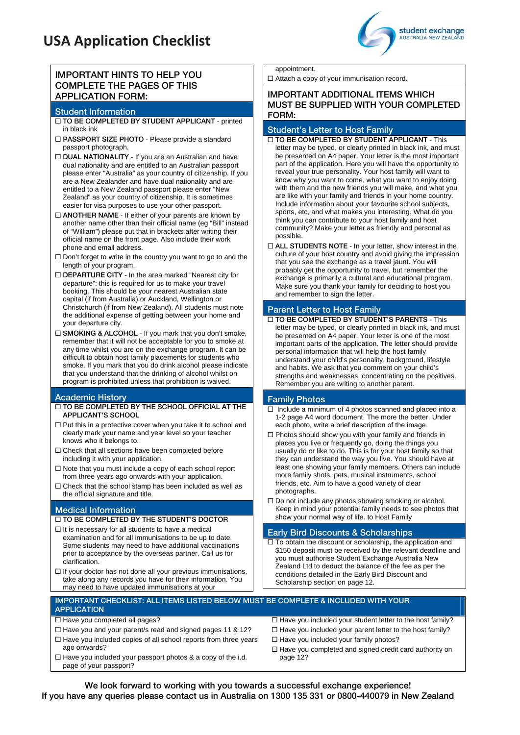# USA Application Checklist

student exchange
AUSTRALIA NEW ZEALAND

## IMPORTANT HINTS TO HELP YOU COMPLETE THE PAGES OF THIS APPLICATION FORM:

### Student Information

- ☐ **TO BE COMPLETED BY STUDENT APPLICANT** - printed in black ink
- ☐ **PASSPORT SIZE PHOTO** - Please provide a standard passport photograph.
- ☐ **DUAL NATIONALITY** - If you are an Australian and have dual nationality and are entitled to an Australian passport please enter "Australia" as your country of citizenship. If you are a New Zealander and have dual nationality and are entitled to a New Zealand passport please enter "New Zealand" as your country of citizenship. It is sometimes easier for visa purposes to use your other passport.
- ☐ **ANOTHER NAME** - If either of your parents are known by another name other than their official name (eg "Bill" instead of "William") please put that in brackets after writing their official name on the front page. Also include their work phone and email address.
- ☐ Don't forget to write in the country you want to go to and the length of your program.
- ☐ **DEPARTURE CITY** - In the area marked "Nearest city for departure": this is required for us to make your travel booking. This should be your nearest Australian state capital (if from Australia) or Auckland, Wellington or Christchurch (if from New Zealand). All students must note the additional expense of getting between your home and your departure city.
- ☐ **SMOKING & ALCOHOL** - If you mark that you don't smoke, remember that it will not be acceptable for you to smoke at any time whilst you are on the exchange program. It can be difficult to obtain host family placements for students who smoke. If you mark that you do drink alcohol please indicate that you understand that the drinking of alcohol whilst on program is prohibited unless that prohibition is waived.

### Academic History

- ☐ **TO BE COMPLETED BY THE SCHOOL OFFICIAL AT THE APPLICANT'S SCHOOL**
- ☐ Put this in a protective cover when you take it to school and clearly mark your name and year level so your teacher knows who it belongs to.
- ☐ Check that all sections have been completed before including it with your application.
- ☐ Note that you must include a copy of each school report from three years ago onwards with your application.
- ☐ Check that the school stamp has been included as well as the official signature and title.

### Medical Information

- ☐ **TO BE COMPLETED BY THE STUDENT'S DOCTOR**
- ☐ It is necessary for all students to have a medical examination and for all immunisations to be up to date. Some students may need to have additional vaccinations prior to acceptance by the overseas partner. Call us for clarification.
- ☐ If your doctor has not done all your previous immunisations, take along any records you have for their information. You may need to have updated immunisations at your appointment.
- ☐ Attach a copy of your immunisation record.

## IMPORTANT ADDITIONAL ITEMS WHICH MUST BE SUPPLIED WITH YOUR COMPLETED FORM:

### Student's Letter to Host Family

- ☐ **TO BE COMPLETED BY STUDENT APPLICANT** - This letter may be typed, or clearly printed in black ink, and must be presented on A4 paper. Your letter is the most important part of the application. Here you will have the opportunity to reveal your true personality. Your host family will want to know why you want to come, what you want to enjoy doing with them and the new friends you will make, and what you are like with your family and friends in your home country. Include information about your favourite school subjects, sports, etc, and what makes you interesting. What do you think you can contribute to your host family and host community? Make your letter as friendly and personal as possible.
- ☐ **ALL STUDENTS NOTE** - In your letter, show interest in the culture of your host country and avoid giving the impression that you see the exchange as a travel jaunt. You will probably get the opportunity to travel, but remember the exchange is primarily a cultural and educational program. Make sure you thank your family for deciding to host you and remember to sign the letter.

### Parent Letter to Host Family

- ☐ **TO BE COMPLETED BY STUDENT'S PARENTS** - This letter may be typed, or clearly printed in black ink, and must be presented on A4 paper. Your letter is one of the most important parts of the application. The letter should provide personal information that will help the host family understand your child's personality, background, lifestyle and habits. We ask that you comment on your child's strengths and weaknesses, concentrating on the positives. Remember you are writing to another parent.

### Family Photos

- ☐ Include a minimum of 4 photos scanned and placed into a 1-2 page A4 word document. The more the better. Under each photo, write a brief description of the image.
- ☐ Photos should show you with your family and friends in places you live or frequently go, doing the things you usually do or like to do. This is for your host family so that they can understand the way you live. You should have at least one showing your family members. Others can include more family shots, pets, musical instruments, school friends, etc. Aim to have a good variety of clear photographs.
- ☐ Do not include any photos showing smoking or alcohol. Keep in mind your potential family needs to see photos that show your normal way of life. to Host Family

### Early Bird Discounts & Scholarships

- ☐ To obtain the discount or scholarship, the application and $150 deposit must be received by the relevant deadline and you must authorise Student Exchange Australia New Zealand Ltd to deduct the balance of the fee as per the conditions detailed in the Early Bird Discount and Scholarship section on page 12.

## IMPORTANT CHECKLIST: ALL ITEMS LISTED BELOW MUST BE COMPLETE & INCLUDED WITH YOUR APPLICATION

- ☐ Have you completed all pages?
- ☐ Have you and your parent/s read and signed pages 11 & 12?
- ☐ Have you included copies of all school reports from three years ago onwards?
- ☐ Have you included your passport photos & a copy of the i.d. page of your passport?
- ☐ Have you included your student letter to the host family?
- ☐ Have you included your parent letter to the host family?
- ☐ Have you included your family photos?
- ☐ Have you completed and signed credit card authority on page 12?

**We look forward to working with you towards a successful exchange experience!**
**If you have any queries please contact us in Australia on 1300 135 331 or 0800-440079 in New Zealand**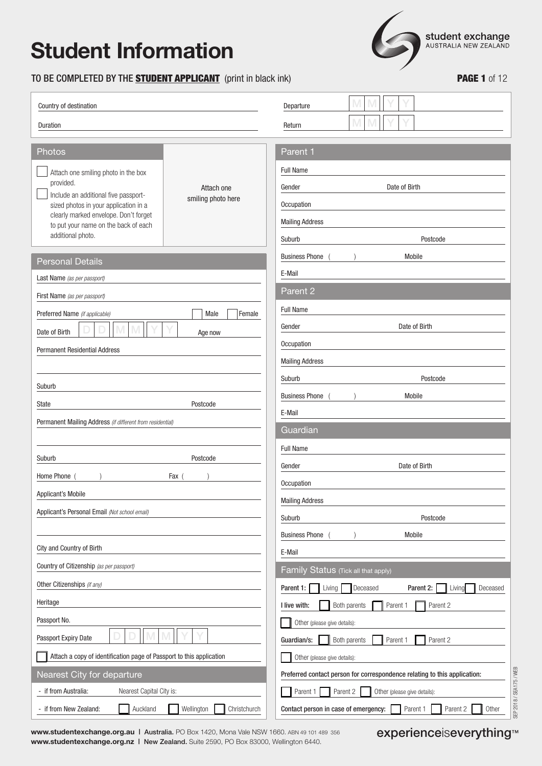# Student Information

student exchange
AUSTRALIA NEW ZEALAND

TO BE COMPLETED BY THE **STUDENT APPLICANT** (print in black ink)

**PAGE 1** of 12

Country of destination

Duration

Departure M M Y Y

Return M M Y Y

## Photos

☐ Attach one smiling photo in the box provided.

☐ Include an additional five passport-sized photos in your application in a clearly marked envelope. Don't forget to put your name on the back of each additional photo.

Attach one smiling photo here

## Personal Details

Last Name *(as per passport)*

First Name *(as per passport)*

Preferred Name *(if applicable)* ☐ Male ☐ Female

Date of Birth D D M M Y Y Age now

Permanent Residential Address

Suburb

State Postcode

Permanent Mailing Address *(if different from residential)*

Suburb Postcode

Home Phone ( ) Fax ( )

Applicant's Mobile

Applicant's Personal Email *(Not school email)*

City and Country of Birth

Country of Citizenship *(as per passport)*

Other Citizenships *(if any)*

Heritage

Passport No.

Passport Expiry Date D D M M Y Y

☐ Attach a copy of identification page of Passport to this application

## Nearest City for departure

- if from Australia: Nearest Capital City is:
- if from New Zealand: ☐ Auckland ☐ Wellington ☐ Christchurch

## Parent 1

Full Name

Gender Date of Birth

Occupation

Mailing Address

Suburb Postcode

Business Phone ( ) Mobile

E-Mail

## Parent 2

Full Name

Gender Date of Birth

Occupation

Mailing Address

Suburb Postcode

Business Phone ( ) Mobile

E-Mail

## Guardian

Full Name

Gender Date of Birth

Occupation

Mailing Address

Suburb Postcode

Business Phone ( ) Mobile

E-Mail

## Family Status (Tick all that apply)

**Parent 1:** ☐ Living ☐ Deceased **Parent 2:** ☐ Living ☐ Deceased

**I live with:** ☐ Both parents ☐ Parent 1 ☐ Parent 2

☐ Other (please give details):

**Guardian/s:** ☐ Both parents ☐ Parent 1 ☐ Parent 2

☐ Other (please give details):

**Preferred contact person for correspondence relating to this application:**

☐ Parent 1 ☐ Parent 2 ☐ Other (please give details):

**Contact person in case of emergency:** ☐ Parent 1 ☐ Parent 2 ☐ Other

SEP 2018 / SEA175 / WEB

**www.studentexchange.org.au** | **Australia.** PO Box 1420, Mona Vale NSW 1660. ABN 49 101 489 356
**www.studentexchange.org.nz** | **New Zealand.** Suite 2590, PO Box 83000, Wellington 6440.

experienceiseverything™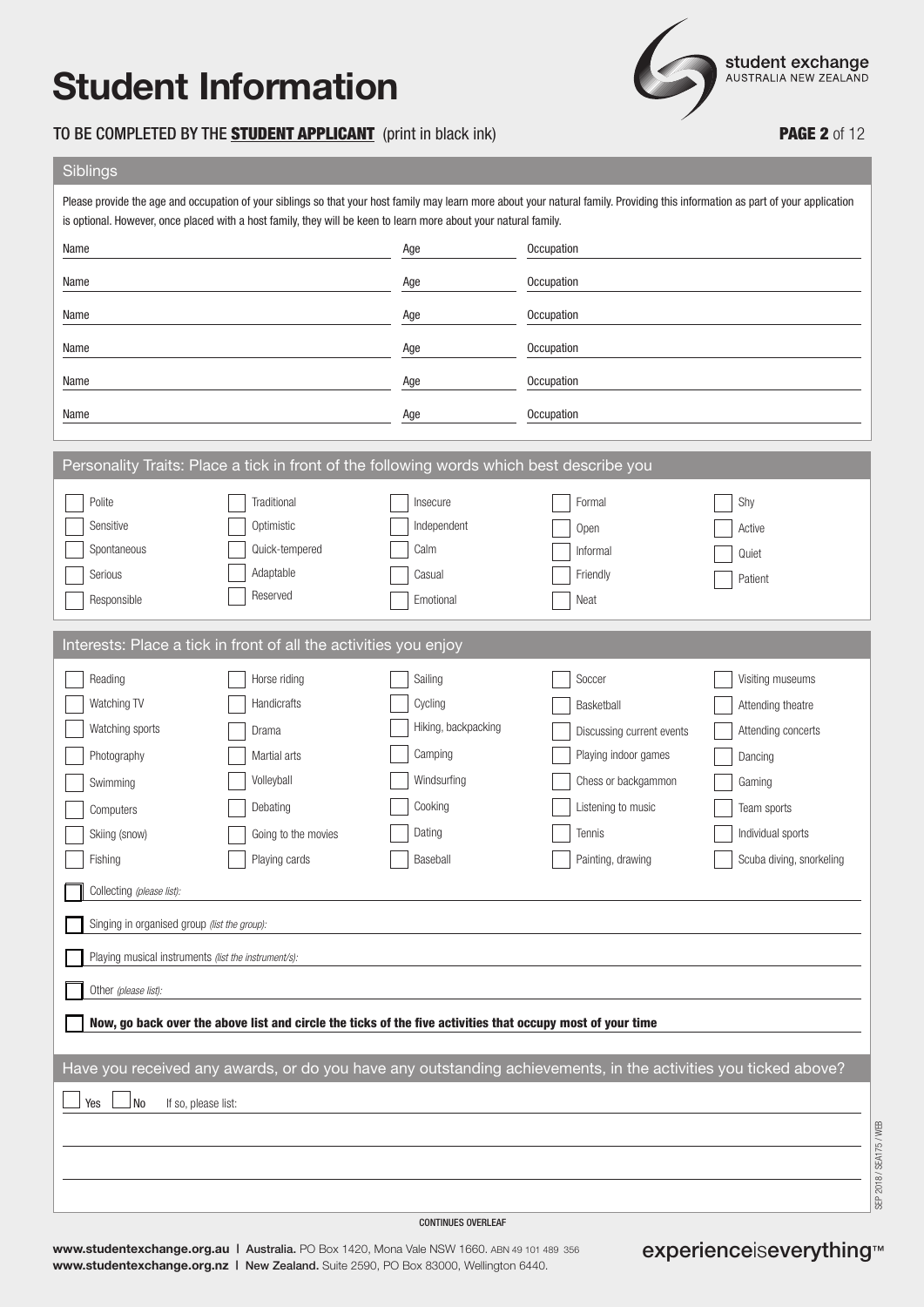# Student Information

TO BE COMPLETED BY THE **STUDENT APPLICANT** (print in black ink)

## Siblings

Please provide the age and occupation of your siblings so that your host family may learn more about your natural family. Providing this information as part of your application is optional. However, once placed with a host family, they will be keen to learn more about your natural family.

| Name | Age | Occupation |
|---|---|---|
| | | |
| | | |
| | | |
| | | |
| | | |
| | | |

## Personality Traits: Place a tick in front of the following words which best describe you

| | | | | |
|---|---|---|---|---|
| ☐ Polite | ☐ Traditional | ☐ Insecure | ☐ Formal | ☐ Shy |
| ☐ Sensitive | ☐ Optimistic | ☐ Independent | ☐ Open | ☐ Active |
| ☐ Spontaneous | ☐ Quick-tempered | ☐ Calm | ☐ Informal | ☐ Quiet |
| ☐ Serious | ☐ Adaptable | ☐ Casual | ☐ Friendly | ☐ Patient |
| ☐ Responsible | ☐ Reserved | ☐ Emotional | ☐ Neat | |

## Interests: Place a tick in front of all the activities you enjoy

| | | | | |
|---|---|---|---|---|
| ☐ Reading | ☐ Horse riding | ☐ Sailing | ☐ Soccer | ☐ Visiting museums |
| ☐ Watching TV | ☐ Handicrafts | ☐ Cycling | ☐ Basketball | ☐ Attending theatre |
| ☐ Watching sports | ☐ Drama | ☐ Hiking, backpacking | ☐ Discussing current events | ☐ Attending concerts |
| ☐ Photography | ☐ Martial arts | ☐ Camping | ☐ Playing indoor games | ☐ Dancing |
| ☐ Swimming | ☐ Volleyball | ☐ Windsurfing | ☐ Chess or backgammon | ☐ Gaming |
| ☐ Computers | ☐ Debating | ☐ Cooking | ☐ Listening to music | ☐ Team sports |
| ☐ Skiing (snow) | ☐ Going to the movies | ☐ Dating | ☐ Tennis | ☐ Individual sports |
| ☐ Fishing | ☐ Playing cards | ☐ Baseball | ☐ Painting, drawing | ☐ Scuba diving, snorkeling |

☐ Collecting *(please list)*: ______

☐ Singing in organised group *(list the group)*: ______

☐ Playing musical instruments *(list the instrument/s)*: ______

☐ Other *(please list)*: ______

☐ **Now, go back over the above list and circle the ticks of the five activities that occupy most of your time**

## Have you received any awards, or do you have any outstanding achievements, in the activities you ticked above?

☐ Yes ☐ No If so, please list: ______

CONTINUES OVERLEAF

**www.studentexchange.org.au** | **Australia.** PO Box 1420, Mona Vale NSW 1660. ABN 49 101 489 356
**www.studentexchange.org.nz** | **New Zealand.** Suite 2590, PO Box 83000, Wellington 6440.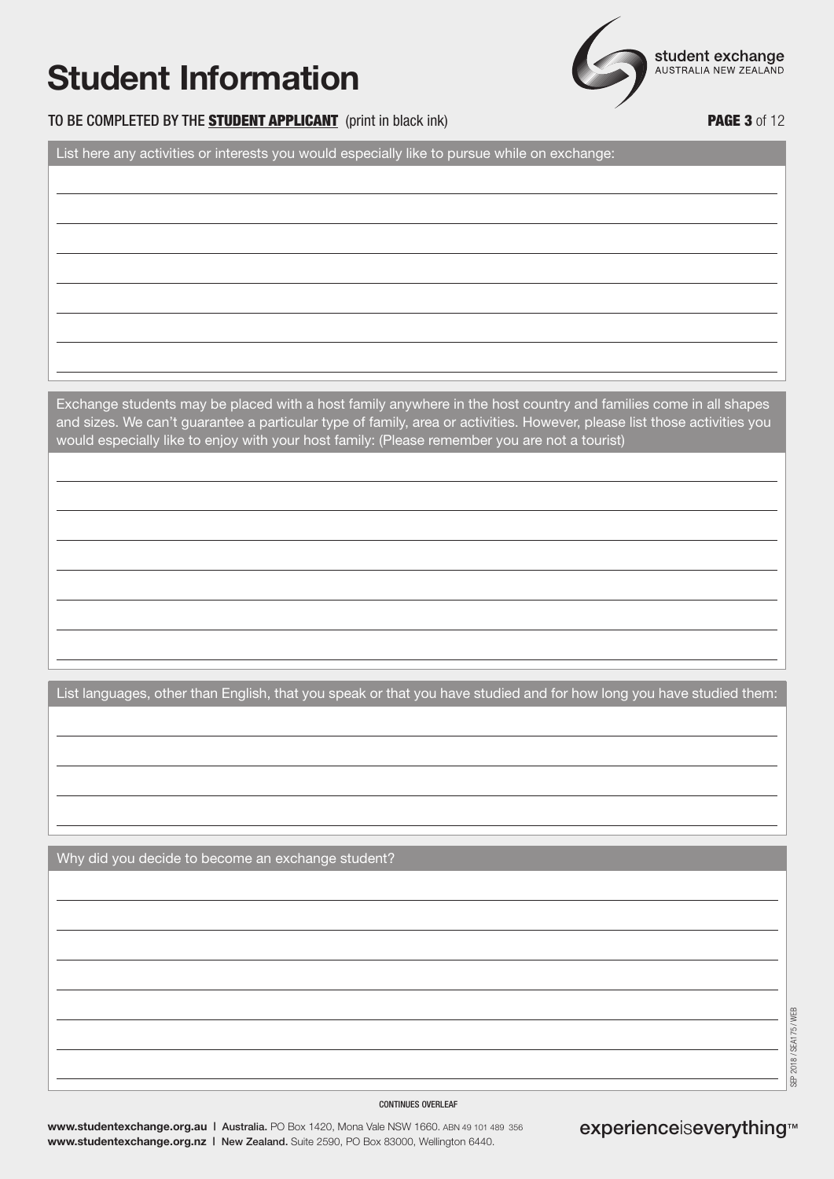# Student Information

TO BE COMPLETED BY THE **STUDENT APPLICANT** (print in black ink)

List here any activities or interests you would especially like to pursue while on exchange:

Exchange students may be placed with a host family anywhere in the host country and families come in all shapes and sizes. We can't guarantee a particular type of family, area or activities. However, please list those activities you would especially like to enjoy with your host family: (Please remember you are not a tourist)

List languages, other than English, that you speak or that you have studied and for how long you have studied them:

Why did you decide to become an exchange student?

CONTINUES OVERLEAF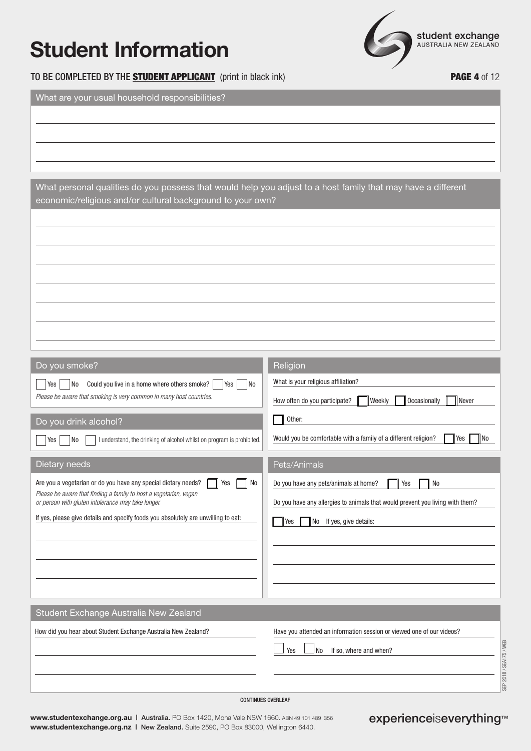# Student Information

student exchange
AUSTRALIA NEW ZEALAND

TO BE COMPLETED BY THE **STUDENT APPLICANT** (print in black ink)

## What are your usual household responsibilities?

## What personal qualities do you possess that would help you adjust to a host family that may have a different economic/religious and/or cultural background to your own?

## Do you smoke?

☐ Yes ☐ No Could you live in a home where others smoke? ☐ Yes ☐ No

*Please be aware that smoking is very common in many host countries.*

## Do you drink alcohol?

☐ Yes ☐ No ☐ I understand, the drinking of alcohol whilst on program is prohibited.

## Dietary needs

Are you a vegetarian or do you have any special dietary needs? ☐ Yes ☐ No

*Please be aware that finding a family to host a vegetarian, vegan or person with gluten intolerance may take longer.*

If yes, please give details and specify foods you absolutely are unwilling to eat:

## Religion

What is your religious affiliation?

How often do you participate? ☐ Weekly ☐ Occasionally ☐ Never

☐ Other:

Would you be comfortable with a family of a different religion? ☐ Yes ☐ No

## Pets/Animals

Do you have any pets/animals at home? ☐ Yes ☐ No

Do you have any allergies to animals that would prevent you living with them?

☐ Yes ☐ No If yes, give details:

## Student Exchange Australia New Zealand

How did you hear about Student Exchange Australia New Zealand?

Have you attended an information session or viewed one of our videos?

☐ Yes ☐ No If so, where and when?

CONTINUES OVERLEAF

SEP 2018 / SEA175 / WEB

**www.studentexchange.org.au** | **Australia.** PO Box 1420, Mona Vale NSW 1660. ABN 49 101 489 356
**www.studentexchange.org.nz** | **New Zealand.** Suite 2590, PO Box 83000, Wellington 6440.

experienceiseverything™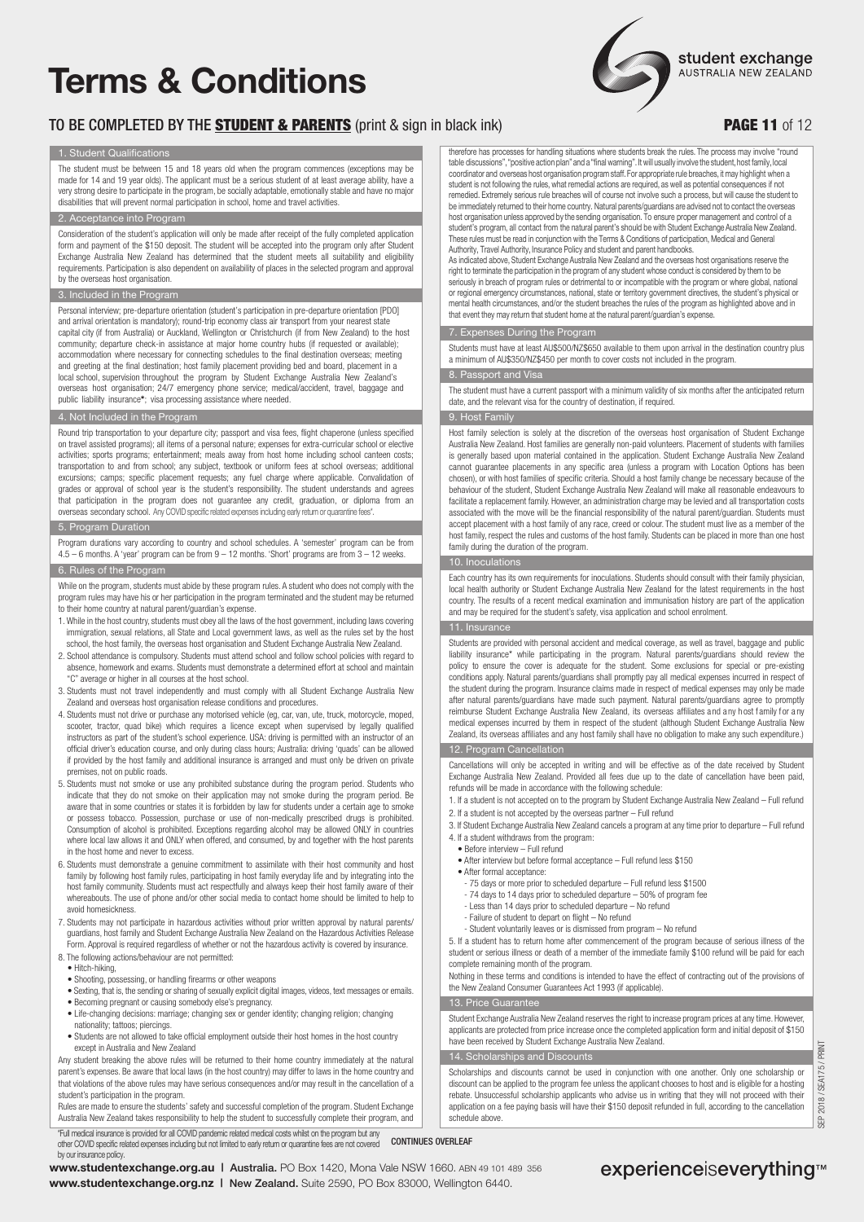# Terms & Conditions

## TO BE COMPLETED BY THE **STUDENT & PARENTS** (print & sign in black ink)

### 1. Student Qualifications

The student must be between 15 and 18 years old when the program commences (exceptions may be made for 14 and 19 year olds). The applicant must be a serious student of at least average ability, have a very strong desire to participate in the program, be socially adaptable, emotionally stable and have no major disabilities that will prevent normal participation in school, home and travel activities.

### 2. Acceptance into Program

Consideration of the student's application will only be made after receipt of the fully completed application form and payment of the $150 deposit. The student will be accepted into the program only after Student Exchange Australia New Zealand has determined that the student meets all suitability and eligibility requirements. Participation is also dependent on availability of places in the selected program and approval by the overseas host organisation.

### 3. Included in the Program

Personal interview; pre-departure orientation (student's participation in pre-departure orientation [PDO] and arrival orientation is mandatory); round-trip economy class air transport from your nearest state capital city (if from Australia) or Auckland, Wellington or Christchurch (if from New Zealand) to the host community; departure check-in assistance at major home country hubs (if requested or available); accommodation where necessary for connecting schedules to the final destination overseas; meeting and greeting at the final destination; host family placement providing bed and board, placement in a local school, supervision throughout the program by Student Exchange Australia New Zealand's overseas host organisation; 24/7 emergency phone service; medical/accident, travel, baggage and public liability insurance*; visa processing assistance where needed.

### 4. Not Included in the Program

Round trip transportation to your departure city; passport and visa fees, flight chaperone (unless specified on travel assisted programs); all items of a personal nature; expenses for extra-curricular school or elective activities; sports programs; entertainment; meals away from host home including school canteen costs; transportation to and from school; any subject, textbook or uniform fees at school overseas; additional excursions; camps; specific placement requests; any fuel charge where applicable. Convalidation of grades or approval of school year is the student's responsibility. The student understands and agrees that participation in the program does not guarantee any credit, graduation, or diploma from an overseas secondary school. Any COVID specific related expenses including early return or quarantine fees*.

### 5. Program Duration

Program durations vary according to country and school schedules. A 'semester' program can be from 4.5 – 6 months. A 'year' program can be from 9 – 12 months. 'Short' programs are from 3 – 12 weeks.

### 6. Rules of the Program

While on the program, students must abide by these program rules. A student who does not comply with the program rules may have his or her participation in the program terminated and the student may be returned to their home country at natural parent/guardian's expense.

1. While in the host country, students must obey all the laws of the host government, including laws covering immigration, sexual relations, all State and Local government laws, as well as the rules set by the host school, the host family, the overseas host organisation and Student Exchange Australia New Zealand.
2. School attendance is compulsory. Students must attend school and follow school policies with regard to absence, homework and exams. Students must demonstrate a determined effort at school and maintain "C" average or higher in all courses at the host school.
3. Students must not travel independently and must comply with all Student Exchange Australia New Zealand and overseas host organisation release conditions and procedures.
4. Students must not drive or purchase any motorised vehicle (eg, car, van, ute, truck, motorcycle, moped, scooter, tractor, quad bike) which requires a licence except when supervised by legally qualified instructors as part of the student's school experience. USA: driving is permitted with an instructor of an official driver's education course, and only during class hours; Australia: driving 'quads' can be allowed if provided by the host family and additional insurance is arranged and must only be driven on private premises, not on public roads.
5. Students must not smoke or use any prohibited substance during the program period. Students who indicate that they do not smoke on their application may not smoke during the program period. Be aware that in some countries or states it is forbidden by law for students under a certain age to smoke or possess tobacco. Possession, purchase or use of non-medically prescribed drugs is prohibited. Consumption of alcohol is prohibited. Exceptions regarding alcohol may be allowed ONLY in countries where local law allows it and ONLY when offered, and consumed, by and together with the host parents in the host home and never to excess.
6. Students must demonstrate a genuine commitment to assimilate with their host community and host family by following host family rules, participating in host family everyday life and by integrating into the host family community. Students must act respectfully and always keep their host family aware of their whereabouts. The use of phone and/or other social media to contact home should be limited to help to avoid homesickness.
7. Students may not participate in hazardous activities without prior written approval by natural parents/guardians, host family and Student Exchange Australia New Zealand on the Hazardous Activities Release Form. Approval is required regardless of whether or not the hazardous activity is covered by insurance.
8. The following actions/behaviour are not permitted:
   - Hitch-hiking,
   - Shooting, possessing, or handling firearms or other weapons
   - Sexting, that is, the sending or sharing of sexually explicit digital images, videos, text messages or emails.
   - Becoming pregnant or causing somebody else's pregnancy.
   - Life-changing decisions: marriage; changing sex or gender identity; changing religion; changing nationality; tattoos; piercings.
   - Students are not allowed to take official employment outside their host homes in the host country except in Australia and New Zealand

Any student breaking the above rules will be returned to their home country immediately at the natural parent's expenses. Be aware that local laws (in the host country) may differ to laws in the home country and that violations of the above rules may have serious consequences and/or may result in the cancellation of a student's participation in the program.

Rules are made to ensure the students' safety and successful completion of the program. Student Exchange Australia New Zealand takes responsibility to help the student to successfully complete their program, and therefore has processes for handling situations where students break the rules. The process may involve "round table discussions", "positive action plan" and a "final warning". It will usually involve the student, host family, local coordinator and overseas host organisation program staff. For appropriate rule breaches, it may highlight when a student is not following the rules, what remedial actions are required, as well as potential consequences if not remedied. Extremely serious rule breaches will of course not involve such a process, but will cause the student to be immediately returned to their home country. Natural parents/guardians are advised not to contact the overseas host organisation unless approved by the sending organisation. To ensure proper management and control of a student's program, all contact from the natural parent's should be with Student Exchange Australia New Zealand. These rules must be read in conjunction with the Terms & Conditions of participation, Medical and General Authority, Travel Authority, Insurance Policy and student and parent handbooks.

As indicated above, Student Exchange Australia New Zealand and the overseas host organisations reserve the right to terminate the participation in the program of any student whose conduct is considered by them to be seriously in breach of program rules or detrimental to or incompatible with the program or where global, national or regional emergency circumstances, national, state or territory government directives, the student's physical or mental health circumstances, and/or the student breaches the rules of the program as highlighted above and in that event they may return that student home at the natural parent/guardian's expense.

### 7. Expenses During the Program

Students must have at least AU$500/NZ$650 available to them upon arrival in the destination country plus a minimum of AU$350/NZ$450 per month to cover costs not included in the program.

### 8. Passport and Visa

The student must have a current passport with a minimum validity of six months after the anticipated return date, and the relevant visa for the country of destination, if required.

### 9. Host Family

Host family selection is solely at the discretion of the overseas host organisation of Student Exchange Australia New Zealand. Host families are generally non-paid volunteers. Placement of students with families is generally based upon material contained in the application. Student Exchange Australia New Zealand cannot guarantee placements in any specific area (unless a program with Location Options has been chosen), or with host families of specific criteria. Should a host family change be necessary because of the behaviour of the student, Student Exchange Australia New Zealand will make all reasonable endeavours to facilitate a replacement family. However, an administration charge may be levied and all transportation costs associated with the move will be the financial responsibility of the natural parent/guardian. Students must accept placement with a host family of any race, creed or colour. The student must live as a member of the host family, respect the rules and customs of the host family. Students can be placed in more than one host family during the duration of the program.

### 10. Inoculations

Each country has its own requirements for inoculations. Students should consult with their family physician, local health authority or Student Exchange Australia New Zealand for the latest requirements in the host country. The results of a recent medical examination and immunisation history are part of the application and may be required for the student's safety, visa application and school enrolment.

### 11. Insurance

Students are provided with personal accident and medical coverage, as well as travel, baggage and public liability insurance* while participating in the program. Natural parents/guardians should review the policy to ensure the cover is adequate for the student. Some exclusions for special or pre-existing conditions apply. Natural parents/guardians shall promptly pay all medical expenses incurred in respect of the student during the program. Insurance claims made in respect of medical expenses may only be made after natural parents/guardians have made such payment. Natural parents/guardians agree to promptly reimburse Student Exchange Australia New Zealand, its overseas affiliates and any host family for any medical expenses incurred by them in respect of the student (although Student Exchange Australia New Zealand, its overseas affiliates and any host family shall have no obligation to make any such expenditure.)

### 12. Program Cancellation

Cancellations will only be accepted in writing and will be effective as of the date received by Student Exchange Australia New Zealand. Provided all fees due up to the date of cancellation have been paid, refunds will be made in accordance with the following schedule:

1. If a student is not accepted on to the program by Student Exchange Australia New Zealand – Full refund
2. If a student is not accepted by the overseas partner – Full refund
3. If Student Exchange Australia New Zealand cancels a program at any time prior to departure – Full refund
4. If a student withdraws from the program:
   - Before interview – Full refund
   - After interview but before formal acceptance – Full refund less $150
   - After formal acceptance:
     - 75 days or more prior to scheduled departure – Full refund less $1500
     - 74 days to 14 days prior to scheduled departure – 50% of program fee
     - Less than 14 days prior to scheduled departure – No refund
     - Failure of student to depart on flight – No refund
     - Student voluntarily leaves or is dismissed from program – No refund
5. If a student has to return home after commencement of the program because of serious illness of the student or serious illness or death of a member of the immediate family $100 refund will be paid for each complete remaining month of the program.

Nothing in these terms and conditions is intended to have the effect of contracting out of the provisions of the New Zealand Consumer Guarantees Act 1993 (if applicable).

### 13. Price Guarantee

Student Exchange Australia New Zealand reserves the right to increase program prices at any time. However, applicants are protected from price increase once the completed application form and initial deposit of $150 have been received by Student Exchange Australia New Zealand.

### 14. Scholarships and Discounts

Scholarships and discounts cannot be used in conjunction with one another. Only one scholarship or discount can be applied to the program fee unless the applicant chooses to host and is eligible for a hosting rebate. Unsuccessful scholarship applicants who advise us in writing that they will not proceed with their application on a fee paying basis will have their $150 deposit refunded in full, according to the cancellation schedule above.

*Full medical insurance is provided for all COVID pandemic related medical costs whilst on the program but any other COVID specific related expenses including but not limited to early return or quarantine fees are not covered by our insurance policy.

CONTINUES OVERLEAF

**www.studentexchange.org.au** | **Australia.** PO Box 1420, Mona Vale NSW 1660. ABN 49 101 489 356
**www.studentexchange.org.nz** | **New Zealand.** Suite 2590, PO Box 83000, Wellington 6440.

experienceiseverything™

SEP 2018 / SEA175 / PRINT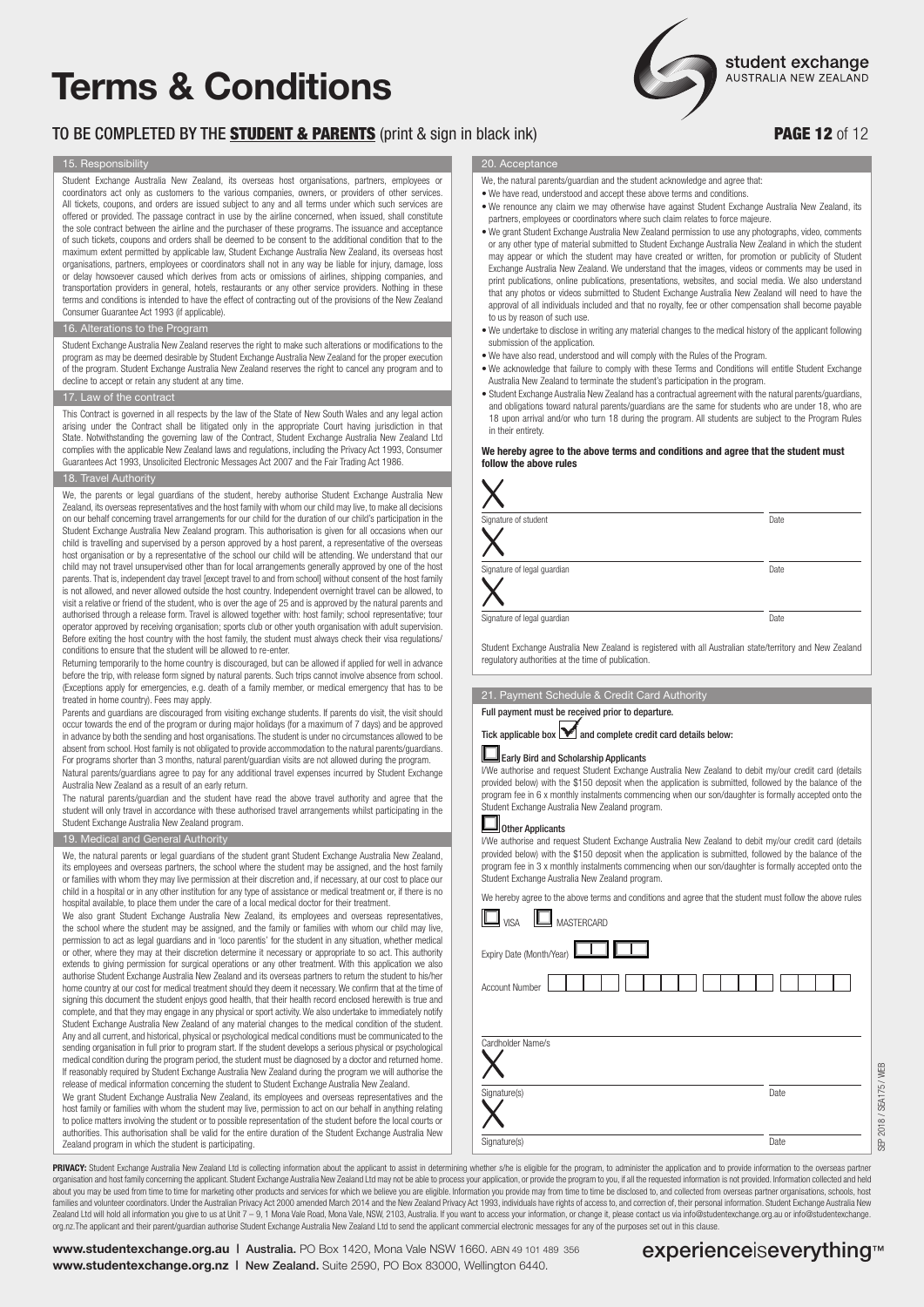# Terms & Conditions

## TO BE COMPLETED BY THE **STUDENT & PARENTS** (print & sign in black ink)

### 15. Responsibility

Student Exchange Australia New Zealand, its overseas host organisations, partners, employees or coordinators act only as customers to the various companies, owners, or providers of other services. All tickets, coupons, and orders are issued subject to any and all terms under which such services are offered or provided. The passage contract in use by the airline concerned, when issued, shall constitute the sole contract between the airline and the purchaser of these programs. The issuance and acceptance of such tickets, coupons and orders shall be deemed to be consent to the additional condition that to the maximum extent permitted by applicable law, Student Exchange Australia New Zealand, its overseas host organisations, partners, employees or coordinators shall not in any way be liable for injury, damage, loss or delay howsoever caused which derives from acts or omissions of airlines, shipping companies, and transportation providers in general, hotels, restaurants or any other service providers. Nothing in these terms and conditions is intended to have the effect of contracting out of the provisions of the New Zealand Consumer Guarantee Act 1993 (if applicable).

### 16. Alterations to the Program

Student Exchange Australia New Zealand reserves the right to make such alterations or modifications to the program as may be deemed desirable by Student Exchange Australia New Zealand for the proper execution of the program. Student Exchange Australia New Zealand reserves the right to cancel any program and to decline to accept or retain any student at any time.

### 17. Law of the contract

This Contract is governed in all respects by the law of the State of New South Wales and any legal action arising under the Contract shall be litigated only in the appropriate Court having jurisdiction in that State. Notwithstanding the governing law of the Contract, Student Exchange Australia New Zealand Ltd complies with the applicable New Zealand laws and regulations, including the Privacy Act 1993, Consumer Guarantees Act 1993, Unsolicited Electronic Messages Act 2007 and the Fair Trading Act 1986.

### 18. Travel Authority

We, the parents or legal guardians of the student, hereby authorise Student Exchange Australia New Zealand, its overseas representatives and the host family with whom our child may live, to make all decisions on our behalf concerning travel arrangements for our child for the duration of our child's participation in the Student Exchange Australia New Zealand program. This authorisation is given for all occasions when our child is travelling and supervised by a person approved by a host parent, a representative of the overseas host organisation or by a representative of the school our child will be attending. We understand that our child may not travel unsupervised other than for local arrangements generally approved by one of the host parents. That is, independent day travel [except travel to and from school] without consent of the host family is not allowed, and never allowed outside the host country. Independent overnight travel can be allowed, to visit a relative or friend of the student, who is over the age of 25 and is approved by the natural parents and authorised through a release form. Travel is allowed together with: host family; school representative; tour operator approved by receiving organisation; sports club or other youth organisation with adult supervision. Before exiting the host country with the host family, the student must always check their visa regulations/conditions to ensure that the student will be allowed to re-enter.

Returning temporarily to the home country is discouraged, but can be allowed if applied for well in advance before the trip, with release form signed by natural parents. Such trips cannot involve absence from school. (Exceptions apply for emergencies, e.g. death of a family member, or medical emergency that has to be treated in home country). Fees may apply.

Parents and guardians are discouraged from visiting exchange students. If parents do visit, the visit should occur towards the end of the program or during major holidays (for a maximum of 7 days) and be approved in advance by both the sending and host organisations. The student is under no circumstances allowed to be absent from school. Host family is not obligated to provide accommodation to the natural parents/guardians. For programs shorter than 3 months, natural parent/guardian visits are not allowed during the program.

Natural parents/guardians agree to pay for any additional travel expenses incurred by Student Exchange Australia New Zealand as a result of an early return.

The natural parents/guardian and the student have read the above travel authority and agree that the student will only travel in accordance with these authorised travel arrangements whilst participating in the Student Exchange Australia New Zealand program.

### 19. Medical and General Authority

We, the natural parents or legal guardians of the student grant Student Exchange Australia New Zealand, its employees and overseas partners, the school where the student may be assigned, and the host family or families with whom they may live permission at their discretion and, if necessary, at our cost to place our child in a hospital or in any other institution for any type of assistance or medical treatment or, if there is no hospital available, to place them under the care of a local medical doctor for their treatment.

We also grant Student Exchange Australia New Zealand, its employees and overseas representatives, the school where the student may be assigned, and the family or families with whom our child may live, permission to act as legal guardians and in 'loco parentis' for the student in any situation, whether medical or other, where they may at their discretion determine it necessary or appropriate to so act. This authority extends to giving permission for surgical operations or any other treatment. With this application we also authorise Student Exchange Australia New Zealand and its overseas partners to return the student to his/her home country at our cost for medical treatment should they deem it necessary. We confirm that at the time of signing this document the student enjoys good health, that their health record enclosed herewith is true and complete, and that they may engage in any physical or sport activity. We also undertake to immediately notify Student Exchange Australia New Zealand of any material changes to the medical condition of the student. Any and all current, and historical, physical or psychological medical conditions must be communicated to the sending organisation in full prior to program start. If the student develops a serious physical or psychological medical condition during the program period, the student must be diagnosed by a doctor and returned home. If reasonably required by Student Exchange Australia New Zealand during the program we will authorise the release of medical information concerning the student to Student Exchange Australia New Zealand.

We grant Student Exchange Australia New Zealand, its employees and overseas representatives and the host family or families with whom the student may live, permission to act on our behalf in anything relating to police matters involving the student or to possible representation of the student before the local courts or authorities. This authorisation shall be valid for the entire duration of the Student Exchange Australia New Zealand program in which the student is participating.

### 20. Acceptance

We, the natural parents/guardian and the student acknowledge and agree that:

- We have read, understood and accept these above terms and conditions.
- We renounce any claim we may otherwise have against Student Exchange Australia New Zealand, its partners, employees or coordinators where such claim relates to force majeure.
- We grant Student Exchange Australia New Zealand permission to use any photographs, video, comments or any other type of material submitted to Student Exchange Australia New Zealand in which the student may appear or which the student may have created or written, for promotion or publicity of Student Exchange Australia New Zealand. We understand that the images, videos or comments may be used in print publications, online publications, presentations, websites, and social media. We also understand that any photos or videos submitted to Student Exchange Australia New Zealand will need to have the approval of all individuals included and that no royalty, fee or other compensation shall become payable to us by reason of such use.
- We undertake to disclose in writing any material changes to the medical history of the applicant following submission of the application.
- We have also read, understood and will comply with the Rules of the Program.
- We acknowledge that failure to comply with these Terms and Conditions will entitle Student Exchange Australia New Zealand to terminate the student's participation in the program.
- Student Exchange Australia New Zealand has a contractual agreement with the natural parents/guardians, and obligations toward natural parents/guardians are the same for students who are under 18, who are 18 upon arrival and/or who turn 18 during the program. All students are subject to the Program Rules in their entirety.

**We hereby agree to the above terms and conditions and agree that the student must follow the above rules**

X ____________________ Date ________
Signature of student

X ____________________ Date ________
Signature of legal guardian

X ____________________ Date ________
Signature of legal guardian

Student Exchange Australia New Zealand is registered with all Australian state/territory and New Zealand regulatory authorities at the time of publication.

### 21. Payment Schedule & Credit Card Authority

**Full payment must be received prior to departure.**

**Tick applicable box ☑ and complete credit card details below:**

☐ **Early Bird and Scholarship Applicants**

I/We authorise and request Student Exchange Australia New Zealand to debit my/our credit card (details provided below) with the $150 deposit when the application is submitted, followed by the balance of the program fee in 6 x monthly instalments commencing when our son/daughter is formally accepted onto the Student Exchange Australia New Zealand program.

☐ **Other Applicants**

I/We authorise and request Student Exchange Australia New Zealand to debit my/our credit card (details provided below) with the $150 deposit when the application is submitted, followed by the balance of the program fee in 3 x monthly instalments commencing when our son/daughter is formally accepted onto the Student Exchange Australia New Zealand program.

We hereby agree to the above terms and conditions and agree that the student must follow the above rules

☐ VISA ☐ MASTERCARD

Expiry Date (Month/Year) ☐☐ ☐☐

Account Number ☐☐☐☐ ☐☐☐☐ ☐☐☐☐ ☐☐☐☐

Cardholder Name/s ____________________

X ____________________ Date ________
Signature(s)

X ____________________ Date ________
Signature(s)

SEP 2018 / SEA175 / WEB

**PRIVACY:** Student Exchange Australia New Zealand Ltd is collecting information about the applicant to assist in determining whether s/he is eligible for the program, to administer the application and to provide information to the overseas partner organisation and host family concerning the applicant. Student Exchange Australia New Zealand Ltd may not be able to process your application, or provide the program to you, if all the requested information is not provided. Information collected and held about you may be used from time to time for marketing other products and services for which we believe you are eligible. Information you provide may from time to time be disclosed to, and collected from overseas partner organisations, schools, host families and volunteer coordinators. Under the Australian Privacy Act 2000 amended March 2014 and the New Zealand Privacy Act 1993, individuals have rights of access to, and correction of, their personal information. Student Exchange Australia New Zealand Ltd will hold all information you give to us at Unit 7 – 9, 1 Mona Vale Road, Mona Vale, NSW, 2103, Australia. If you want to access your information, or change it, please contact us via info@studentexchange.org.au or info@studentexchange.org.nz.The applicant and their parent/guardian authorise Student Exchange Australia New Zealand Ltd to send the applicant commercial electronic messages for any of the purposes set out in this clause.

**www.studentexchange.org.au** | **Australia.** PO Box 1420, Mona Vale NSW 1660. ABN 49 101 489 356
**www.studentexchange.org.nz** | **New Zealand.** Suite 2590, PO Box 83000, Wellington 6440.

experienceiseverything™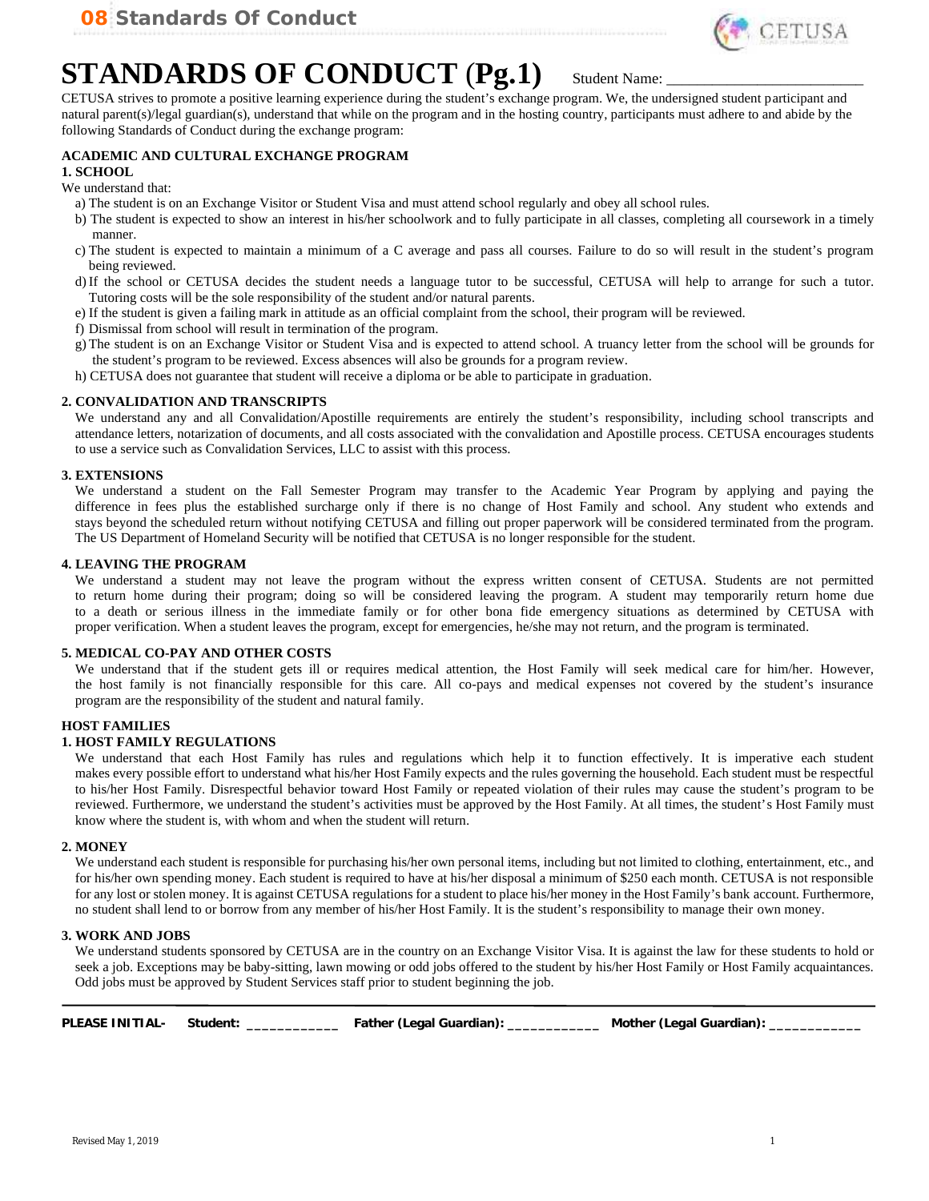# STANDARDS OF CONDUCT (Pg.1)

Student Name: ________________________

CETUSA strives to promote a positive learning experience during the student's exchange program. We, the undersigned student participant and natural parent(s)/legal guardian(s), understand that while on the program and in the hosting country, participants must adhere to and abide by the following Standards of Conduct during the exchange program:

## ACADEMIC AND CULTURAL EXCHANGE PROGRAM

### 1. SCHOOL

We understand that:

a) The student is on an Exchange Visitor or Student Visa and must attend school regularly and obey all school rules.

b) The student is expected to show an interest in his/her schoolwork and to fully participate in all classes, completing all coursework in a timely manner.

c) The student is expected to maintain a minimum of a C average and pass all courses. Failure to do so will result in the student's program being reviewed.

d) If the school or CETUSA decides the student needs a language tutor to be successful, CETUSA will help to arrange for such a tutor. Tutoring costs will be the sole responsibility of the student and/or natural parents.

e) If the student is given a failing mark in attitude as an official complaint from the school, their program will be reviewed.

f) Dismissal from school will result in termination of the program.

g) The student is on an Exchange Visitor or Student Visa and is expected to attend school. A truancy letter from the school will be grounds for the student's program to be reviewed. Excess absences will also be grounds for a program review.

h) CETUSA does not guarantee that student will receive a diploma or be able to participate in graduation.

### 2. CONVALIDATION AND TRANSCRIPTS

We understand any and all Convalidation/Apostille requirements are entirely the student's responsibility, including school transcripts and attendance letters, notarization of documents, and all costs associated with the convalidation and Apostille process. CETUSA encourages students to use a service such as Convalidation Services, LLC to assist with this process.

### 3. EXTENSIONS

We understand a student on the Fall Semester Program may transfer to the Academic Year Program by applying and paying the difference in fees plus the established surcharge only if there is no change of Host Family and school. Any student who extends and stays beyond the scheduled return without notifying CETUSA and filling out proper paperwork will be considered terminated from the program. The US Department of Homeland Security will be notified that CETUSA is no longer responsible for the student.

### 4. LEAVING THE PROGRAM

We understand a student may not leave the program without the express written consent of CETUSA. Students are not permitted to return home during their program; doing so will be considered leaving the program. A student may temporarily return home due to a death or serious illness in the immediate family or for other bona fide emergency situations as determined by CETUSA with proper verification. When a student leaves the program, except for emergencies, he/she may not return, and the program is terminated.

### 5. MEDICAL CO-PAY AND OTHER COSTS

We understand that if the student gets ill or requires medical attention, the Host Family will seek medical care for him/her. However, the host family is not financially responsible for this care. All co-pays and medical expenses not covered by the student's insurance program are the responsibility of the student and natural family.

## HOST FAMILIES

### 1. HOST FAMILY REGULATIONS

We understand that each Host Family has rules and regulations which help it to function effectively. It is imperative each student makes every possible effort to understand what his/her Host Family expects and the rules governing the household. Each student must be respectful to his/her Host Family. Disrespectful behavior toward Host Family or repeated violation of their rules may cause the student's program to be reviewed. Furthermore, we understand the student's activities must be approved by the Host Family. At all times, the student's Host Family must know where the student is, with whom and when the student will return.

### 2. MONEY

We understand each student is responsible for purchasing his/her own personal items, including but not limited to clothing, entertainment, etc., and for his/her own spending money. Each student is required to have at his/her disposal a minimum of $250 each month. CETUSA is not responsible for any lost or stolen money. It is against CETUSA regulations for a student to place his/her money in the Host Family's bank account. Furthermore, no student shall lend to or borrow from any member of his/her Host Family. It is the student's responsibility to manage their own money.

### 3. WORK AND JOBS

We understand students sponsored by CETUSA are in the country on an Exchange Visitor Visa. It is against the law for these students to hold or seek a job. Exceptions may be baby-sitting, lawn mowing or odd jobs offered to the student by his/her Host Family or Host Family acquaintances. Odd jobs must be approved by Student Services staff prior to student beginning the job.

---

**PLEASE INITIAL-** **Student:** ____________ **Father (Legal Guardian):** ____________ **Mother (Legal Guardian):** ____________

Revised May 1, 2019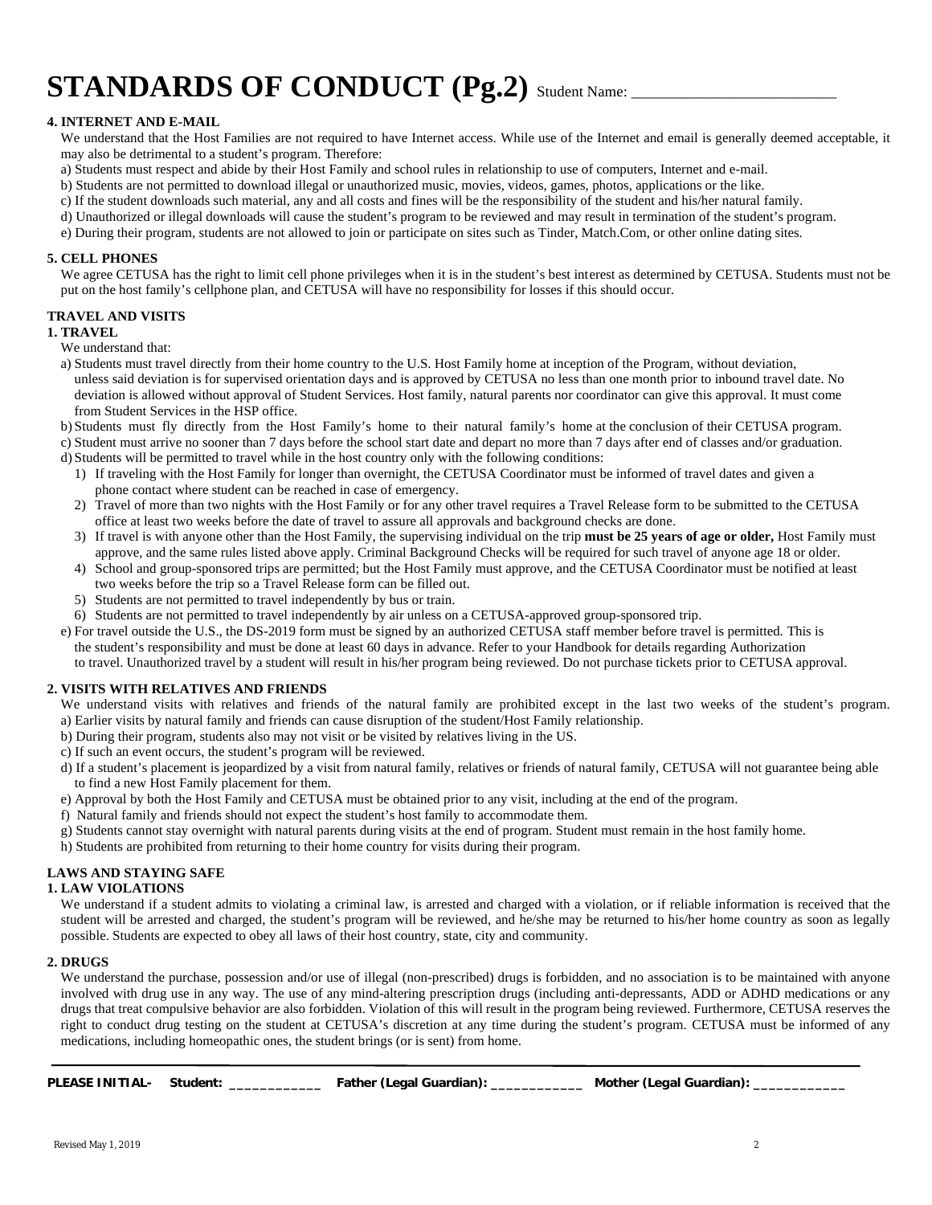# STANDARDS OF CONDUCT (Pg.2) Student Name: ________________________

**4. INTERNET AND E-MAIL**

We understand that the Host Families are not required to have Internet access. While use of the Internet and email is generally deemed acceptable, it may also be detrimental to a student's program. Therefore:

a) Students must respect and abide by their Host Family and school rules in relationship to use of computers, Internet and e-mail.
b) Students are not permitted to download illegal or unauthorized music, movies, videos, games, photos, applications or the like.
c) If the student downloads such material, any and all costs and fines will be the responsibility of the student and his/her natural family.
d) Unauthorized or illegal downloads will cause the student's program to be reviewed and may result in termination of the student's program.
e) During their program, students are not allowed to join or participate on sites such as Tinder, Match.Com, or other online dating sites.

**5. CELL PHONES**

We agree CETUSA has the right to limit cell phone privileges when it is in the student's best interest as determined by CETUSA. Students must not be put on the host family's cellphone plan, and CETUSA will have no responsibility for losses if this should occur.

**TRAVEL AND VISITS**

**1. TRAVEL**

We understand that:

a) Students must travel directly from their home country to the U.S. Host Family home at inception of the Program, without deviation, unless said deviation is for supervised orientation days and is approved by CETUSA no less than one month prior to inbound travel date. No deviation is allowed without approval of Student Services. Host family, natural parents nor coordinator can give this approval. It must come from Student Services in the HSP office.
b) Students must fly directly from the Host Family's home to their natural family's home at the conclusion of their CETUSA program.
c) Student must arrive no sooner than 7 days before the school start date and depart no more than 7 days after end of classes and/or graduation.
d) Students will be permitted to travel while in the host country only with the following conditions:
   1) If traveling with the Host Family for longer than overnight, the CETUSA Coordinator must be informed of travel dates and given a phone contact where student can be reached in case of emergency.
   2) Travel of more than two nights with the Host Family or for any other travel requires a Travel Release form to be submitted to the CETUSA office at least two weeks before the date of travel to assure all approvals and background checks are done.
   3) If travel is with anyone other than the Host Family, the supervising individual on the trip **must be 25 years of age or older,** Host Family must approve, and the same rules listed above apply. Criminal Background Checks will be required for such travel of anyone age 18 or older.
   4) School and group-sponsored trips are permitted; but the Host Family must approve, and the CETUSA Coordinator must be notified at least two weeks before the trip so a Travel Release form can be filled out.
   5) Students are not permitted to travel independently by bus or train.
   6) Students are not permitted to travel independently by air unless on a CETUSA-approved group-sponsored trip.
e) For travel outside the U.S., the DS-2019 form must be signed by an authorized CETUSA staff member before travel is permitted. This is the student's responsibility and must be done at least 60 days in advance. Refer to your Handbook for details regarding Authorization to travel. Unauthorized travel by a student will result in his/her program being reviewed. Do not purchase tickets prior to CETUSA approval.

**2. VISITS WITH RELATIVES AND FRIENDS**

We understand visits with relatives and friends of the natural family are prohibited except in the last two weeks of the student's program.

a) Earlier visits by natural family and friends can cause disruption of the student/Host Family relationship.
b) During their program, students also may not visit or be visited by relatives living in the US.
c) If such an event occurs, the student's program will be reviewed.
d) If a student's placement is jeopardized by a visit from natural family, relatives or friends of natural family, CETUSA will not guarantee being able to find a new Host Family placement for them.
e) Approval by both the Host Family and CETUSA must be obtained prior to any visit, including at the end of the program.
f) Natural family and friends should not expect the student's host family to accommodate them.
g) Students cannot stay overnight with natural parents during visits at the end of program. Student must remain in the host family home.
h) Students are prohibited from returning to their home country for visits during their program.

**LAWS AND STAYING SAFE**

**1. LAW VIOLATIONS**

We understand if a student admits to violating a criminal law, is arrested and charged with a violation, or if reliable information is received that the student will be arrested and charged, the student's program will be reviewed, and he/she may be returned to his/her home country as soon as legally possible. Students are expected to obey all laws of their host country, state, city and community.

**2. DRUGS**

We understand the purchase, possession and/or use of illegal (non-prescribed) drugs is forbidden, and no association is to be maintained with anyone involved with drug use in any way. The use of any mind-altering prescription drugs (including anti-depressants, ADD or ADHD medications or any drugs that treat compulsive behavior are also forbidden. Violation of this will result in the program being reviewed. Furthermore, CETUSA reserves the right to conduct drug testing on the student at CETUSA's discretion at any time during the student's program. CETUSA must be informed of any medications, including homeopathic ones, the student brings (or is sent) from home.

**PLEASE INITIAL- Student: ____________ Father (Legal Guardian): ____________ Mother (Legal Guardian): ____________**

Revised May 1, 2019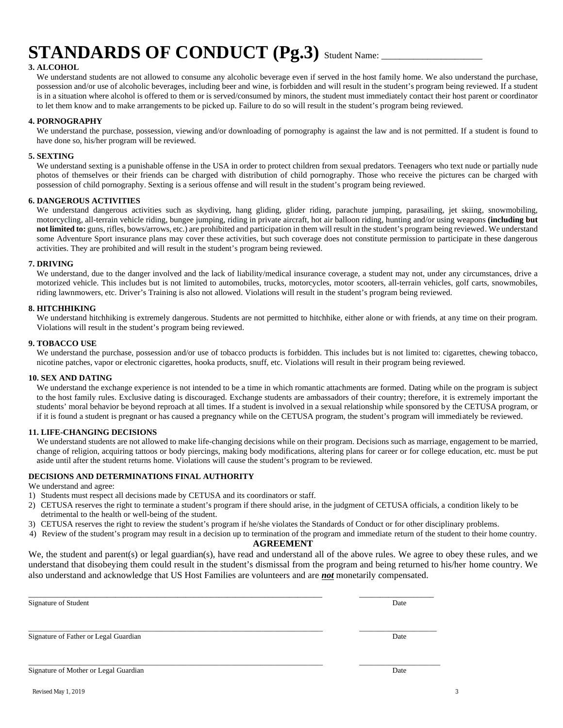# STANDARDS OF CONDUCT (Pg.3) Student Name: ____________________

**3. ALCOHOL**

We understand students are not allowed to consume any alcoholic beverage even if served in the host family home. We also understand the purchase, possession and/or use of alcoholic beverages, including beer and wine, is forbidden and will result in the student's program being reviewed. If a student is in a situation where alcohol is offered to them or is served/consumed by minors, the student must immediately contact their host parent or coordinator to let them know and to make arrangements to be picked up. Failure to do so will result in the student's program being reviewed.

**4. PORNOGRAPHY**

We understand the purchase, possession, viewing and/or downloading of pornography is against the law and is not permitted. If a student is found to have done so, his/her program will be reviewed.

**5. SEXTING**

We understand sexting is a punishable offense in the USA in order to protect children from sexual predators. Teenagers who text nude or partially nude photos of themselves or their friends can be charged with distribution of child pornography. Those who receive the pictures can be charged with possession of child pornography. Sexting is a serious offense and will result in the student's program being reviewed.

**6. DANGEROUS ACTIVITIES**

We understand dangerous activities such as skydiving, hang gliding, glider riding, parachute jumping, parasailing, jet skiing, snowmobiling, motorcycling, all-terrain vehicle riding, bungee jumping, riding in private aircraft, hot air balloon riding, hunting and/or using weapons **(including but not limited to:** guns, rifles, bows/arrows, etc.) are prohibited and participation in them will result in the student's program being reviewed. We understand some Adventure Sport insurance plans may cover these activities, but such coverage does not constitute permission to participate in these dangerous activities. They are prohibited and will result in the student's program being reviewed.

**7. DRIVING**

We understand, due to the danger involved and the lack of liability/medical insurance coverage, a student may not, under any circumstances, drive a motorized vehicle. This includes but is not limited to automobiles, trucks, motorcycles, motor scooters, all-terrain vehicles, golf carts, snowmobiles, riding lawnmowers, etc. Driver's Training is also not allowed. Violations will result in the student's program being reviewed.

**8. HITCHHIKING**

We understand hitchhiking is extremely dangerous. Students are not permitted to hitchhike, either alone or with friends, at any time on their program. Violations will result in the student's program being reviewed.

**9. TOBACCO USE**

We understand the purchase, possession and/or use of tobacco products is forbidden. This includes but is not limited to: cigarettes, chewing tobacco, nicotine patches, vapor or electronic cigarettes, hooka products, snuff, etc. Violations will result in their program being reviewed.

**10. SEX AND DATING**

We understand the exchange experience is not intended to be a time in which romantic attachments are formed. Dating while on the program is subject to the host family rules. Exclusive dating is discouraged. Exchange students are ambassadors of their country; therefore, it is extremely important the students' moral behavior be beyond reproach at all times. If a student is involved in a sexual relationship while sponsored by the CETUSA program, or if it is found a student is pregnant or has caused a pregnancy while on the CETUSA program, the student's program will immediately be reviewed.

**11. LIFE-CHANGING DECISIONS**

We understand students are not allowed to make life-changing decisions while on their program. Decisions such as marriage, engagement to be married, change of religion, acquiring tattoos or body piercings, making body modifications, altering plans for career or for college education, etc. must be put aside until after the student returns home. Violations will cause the student's program to be reviewed.

**DECISIONS AND DETERMINATIONS FINAL AUTHORITY**

We understand and agree:

1) Students must respect all decisions made by CETUSA and its coordinators or staff.
2) CETUSA reserves the right to terminate a student's program if there should arise, in the judgment of CETUSA officials, a condition likely to be detrimental to the health or well-being of the student.
3) CETUSA reserves the right to review the student's program if he/she violates the Standards of Conduct or for other disciplinary problems.
4) Review of the student's program may result in a decision up to termination of the program and immediate return of the student to their home country.

**AGREEMENT**

We, the student and parent(s) or legal guardian(s), have read and understand all of the above rules. We agree to obey these rules, and we understand that disobeying them could result in the student's dismissal from the program and being returned to his/her home country. We also understand and acknowledge that US Host Families are volunteers and are ***not*** monetarily compensated.

______________________________________________ ________________

Signature of Student Date

______________________________________________ ________________

Signature of Father or Legal Guardian Date

______________________________________________ ________________

Signature of Mother or Legal Guardian Date

Revised May 1, 2019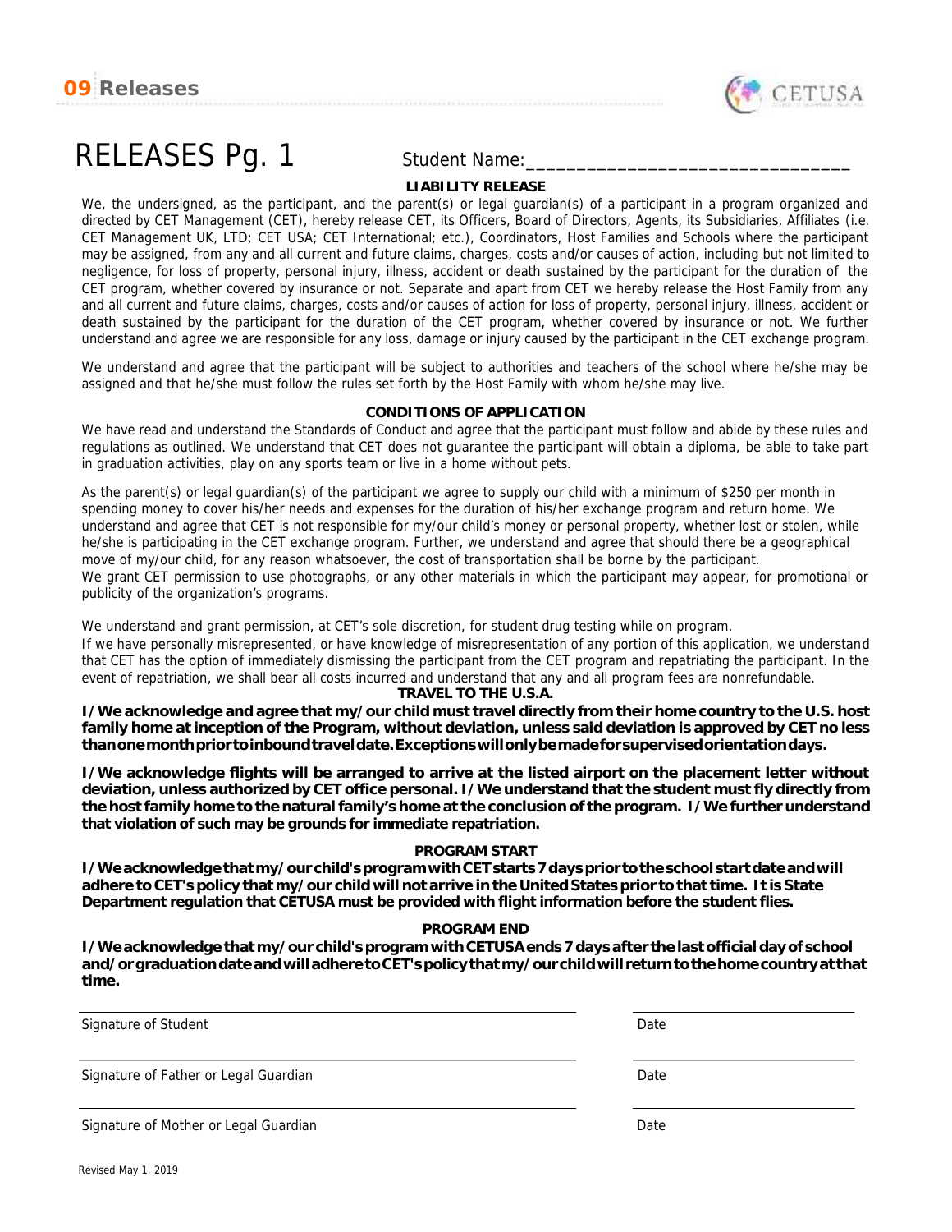# RELEASES Pg. 1

Student Name:_______________________________

### LIABILITY RELEASE

We, the undersigned, as the participant, and the parent(s) or legal guardian(s) of a participant in a program organized and directed by CET Management (CET), hereby release CET, its Officers, Board of Directors, Agents, its Subsidiaries, Affiliates (i.e. CET Management UK, LTD; CET USA; CET International; etc.), Coordinators, Host Families and Schools where the participant may be assigned, from any and all current and future claims, charges, costs and/or causes of action, including but not limited to negligence, for loss of property, personal injury, illness, accident or death sustained by the participant for the duration of the CET program, whether covered by insurance or not. Separate and apart from CET we hereby release the Host Family from any and all current and future claims, charges, costs and/or causes of action for loss of property, personal injury, illness, accident or death sustained by the participant for the duration of the CET program, whether covered by insurance or not. We further understand and agree we are responsible for any loss, damage or injury caused by the participant in the CET exchange program.

We understand and agree that the participant will be subject to authorities and teachers of the school where he/she may be assigned and that he/she must follow the rules set forth by the Host Family with whom he/she may live.

### CONDITIONS OF APPLICATION

We have read and understand the Standards of Conduct and agree that the participant must follow and abide by these rules and regulations as outlined. We understand that CET does not guarantee the participant will obtain a diploma, be able to take part in graduation activities, play on any sports team or live in a home without pets.

As the parent(s) or legal guardian(s) of the participant we agree to supply our child with a minimum of $250 per month in spending money to cover his/her needs and expenses for the duration of his/her exchange program and return home. We understand and agree that CET is not responsible for my/our child's money or personal property, whether lost or stolen, while he/she is participating in the CET exchange program. Further, we understand and agree that should there be a geographical move of my/our child, for any reason whatsoever, the cost of transportation shall be borne by the participant.
We grant CET permission to use photographs, or any other materials in which the participant may appear, for promotional or publicity of the organization's programs.

We understand and grant permission, at CET's sole discretion, for student drug testing while on program.
If we have personally misrepresented, or have knowledge of misrepresentation of any portion of this application, we understand that CET has the option of immediately dismissing the participant from the CET program and repatriating the participant. In the event of repatriation, we shall bear all costs incurred and understand that any and all program fees are nonrefundable.

### TRAVEL TO THE U.S.A.

**I/We acknowledge and agree that my/our child must travel directly from their home country to the U.S. host family home at inception of the Program, without deviation, unless said deviation is approved by CET no less than one month prior to inbound travel date. Exceptions will only be made for supervised orientation days.**

**I/We acknowledge flights will be arranged to arrive at the listed airport on the placement letter without deviation, unless authorized by CET office personal. I/We understand that the student must fly directly from the host family home to the natural family's home at the conclusion of the program. I/We further understand that violation of such may be grounds for immediate repatriation.**

### PROGRAM START

**I/We acknowledge that my/our child's program with CET starts 7 days prior to the school start date and will adhere to CET's policy that my/our child will not arrive in the United States prior to that time. It is State Department regulation that CETUSA must be provided with flight information before the student flies.**

### PROGRAM END

**I/We acknowledge that my/our child's program with CETUSA ends 7 days after the last official day of school and/or graduation date and will adhere to CET's policy that my/our child will return to the home country at that time.**

_______________________________ _______________
Signature of Student Date

_______________________________ _______________
Signature of Father or Legal Guardian Date

_______________________________ _______________
Signature of Mother or Legal Guardian Date

Revised May 1, 2019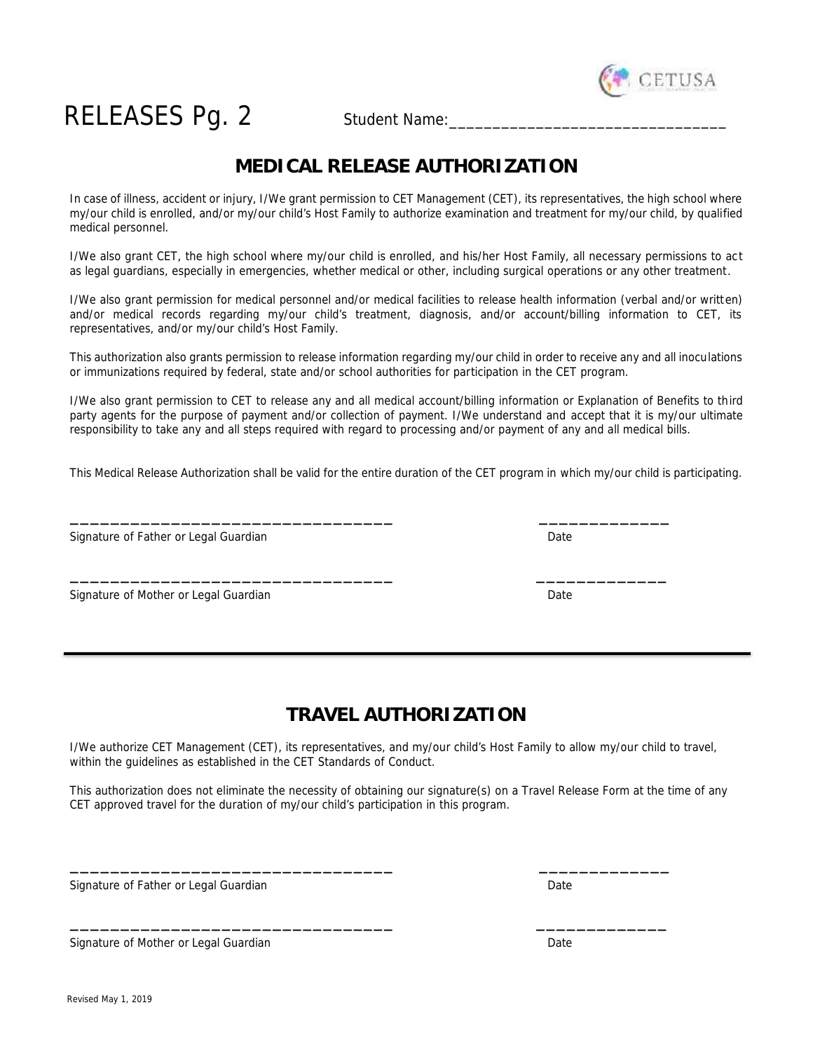# RELEASES Pg. 2

Student Name:_______________________________

## MEDICAL RELEASE AUTHORIZATION

In case of illness, accident or injury, I/We grant permission to CET Management (CET), its representatives, the high school where my/our child is enrolled, and/or my/our child's Host Family to authorize examination and treatment for my/our child, by qualified medical personnel.

I/We also grant CET, the high school where my/our child is enrolled, and his/her Host Family, all necessary permissions to act as legal guardians, especially in emergencies, whether medical or other, including surgical operations or any other treatment.

I/We also grant permission for medical personnel and/or medical facilities to release health information (verbal and/or written) and/or medical records regarding my/our child's treatment, diagnosis, and/or account/billing information to CET, its representatives, and/or my/our child's Host Family.

This authorization also grants permission to release information regarding my/our child in order to receive any and all inoculations or immunizations required by federal, state and/or school authorities for participation in the CET program.

I/We also grant permission to CET to release any and all medical account/billing information or Explanation of Benefits to third party agents for the purpose of payment and/or collection of payment. I/We understand and accept that it is my/our ultimate responsibility to take any and all steps required with regard to processing and/or payment of any and all medical bills.

This Medical Release Authorization shall be valid for the entire duration of the CET program in which my/our child is participating.

_________________________________ _____________

Signature of Father or Legal Guardian Date

_________________________________ _____________

Signature of Mother or Legal Guardian Date

---

## TRAVEL AUTHORIZATION

I/We authorize CET Management (CET), its representatives, and my/our child's Host Family to allow my/our child to travel, within the guidelines as established in the CET Standards of Conduct.

This authorization does not eliminate the necessity of obtaining our signature(s) on a Travel Release Form at the time of any CET approved travel for the duration of my/our child's participation in this program.

_________________________________ _____________

Signature of Father or Legal Guardian Date

_________________________________ _____________

Signature of Mother or Legal Guardian Date

Revised May 1, 2019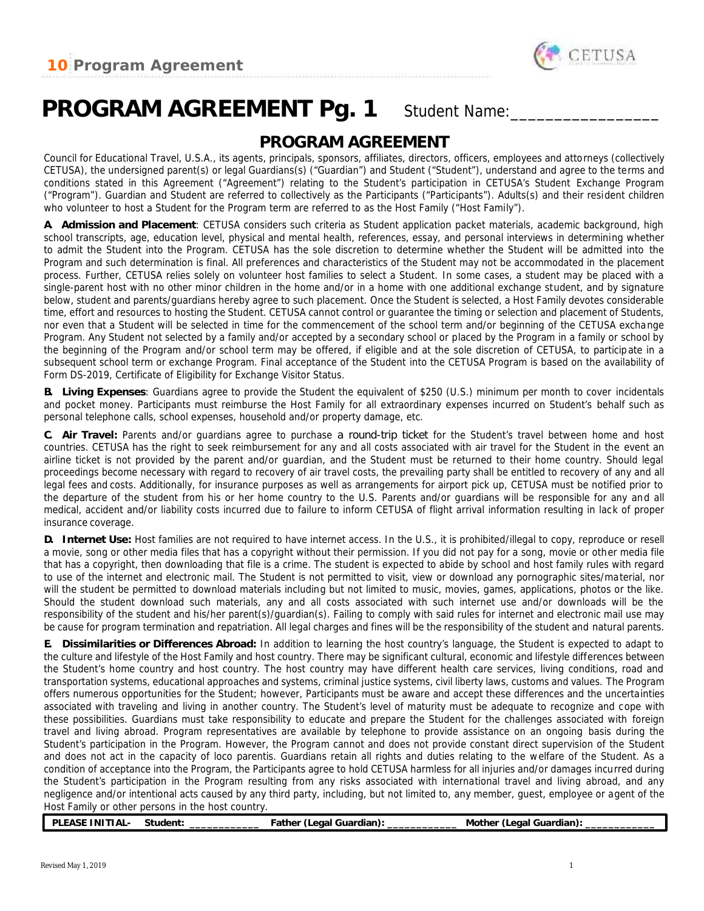# PROGRAM AGREEMENT Pg. 1 Student Name:_________________

## PROGRAM AGREEMENT

Council for Educational Travel, U.S.A., its agents, principals, sponsors, affiliates, directors, officers, employees and attorneys (collectively CETUSA), the undersigned parent(s) or legal Guardians(s) ("Guardian") and Student ("Student"), understand and agree to the terms and conditions stated in this Agreement ("Agreement") relating to the Student's participation in CETUSA's Student Exchange Program ("Program"). Guardian and Student are referred to collectively as the Participants ("Participants"). Adults(s) and their resident children who volunteer to host a Student for the Program term are referred to as the Host Family ("Host Family").

**A. Admission and Placement**: CETUSA considers such criteria as Student application packet materials, academic background, high school transcripts, age, education level, physical and mental health, references, essay, and personal interviews in determining whether to admit the Student into the Program. CETUSA has the sole discretion to determine whether the Student will be admitted into the Program and such determination is final. All preferences and characteristics of the Student may not be accommodated in the placement process. Further, CETUSA relies solely on volunteer host families to select a Student. In some cases, a student may be placed with a single-parent host with no other minor children in the home and/or in a home with one additional exchange student, and by signature below, student and parents/guardians hereby agree to such placement. Once the Student is selected, a Host Family devotes considerable time, effort and resources to hosting the Student. CETUSA cannot control or guarantee the timing or selection and placement of Students, nor even that a Student will be selected in time for the commencement of the school term and/or beginning of the CETUSA exchange Program. Any Student not selected by a family and/or accepted by a secondary school or placed by the Program in a family or school by the beginning of the Program and/or school term may be offered, if eligible and at the sole discretion of CETUSA, to participate in a subsequent school term or exchange Program. Final acceptance of the Student into the CETUSA Program is based on the availability of Form DS-2019, Certificate of Eligibility for Exchange Visitor Status.

**B. Living Expenses**: Guardians agree to provide the Student the equivalent of $250 (U.S.) minimum per month to cover incidentals and pocket money. Participants must reimburse the Host Family for all extraordinary expenses incurred on Student's behalf such as personal telephone calls, school expenses, household and/or property damage, etc.

**C. Air Travel:** Parents and/or guardians agree to purchase a round-trip ticket for the Student's travel between home and host countries. CETUSA has the right to seek reimbursement for any and all costs associated with air travel for the Student in the event an airline ticket is not provided by the parent and/or guardian, and the Student must be returned to their home country. Should legal proceedings become necessary with regard to recovery of air travel costs, the prevailing party shall be entitled to recovery of any and all legal fees and costs. Additionally, for insurance purposes as well as arrangements for airport pick up, CETUSA must be notified prior to the departure of the student from his or her home country to the U.S. Parents and/or guardians will be responsible for any and all medical, accident and/or liability costs incurred due to failure to inform CETUSA of flight arrival information resulting in lack of proper insurance coverage.

**D. Internet Use:** Host families are not required to have internet access. In the U.S., it is prohibited/illegal to copy, reproduce or resell a movie, song or other media files that has a copyright without their permission. If you did not pay for a song, movie or other media file that has a copyright, then downloading that file is a crime. The student is expected to abide by school and host family rules with regard to use of the internet and electronic mail. The Student is not permitted to visit, view or download any pornographic sites/material, nor will the student be permitted to download materials including but not limited to music, movies, games, applications, photos or the like. Should the student download such materials, any and all costs associated with such internet use and/or downloads will be the responsibility of the student and his/her parent(s)/guardian(s). Failing to comply with said rules for internet and electronic mail use may be cause for program termination and repatriation. All legal charges and fines will be the responsibility of the student and natural parents.

**E. Dissimilarities or Differences Abroad:** In addition to learning the host country's language, the Student is expected to adapt to the culture and lifestyle of the Host Family and host country. There may be significant cultural, economic and lifestyle differences between the Student's home country and host country. The host country may have different health care services, living conditions, road and transportation systems, educational approaches and systems, criminal justice systems, civil liberty laws, customs and values. The Program offers numerous opportunities for the Student; however, Participants must be aware and accept these differences and the uncertainties associated with traveling and living in another country. The Student's level of maturity must be adequate to recognize and cope with these possibilities. Guardians must take responsibility to educate and prepare the Student for the challenges associated with foreign travel and living abroad. Program representatives are available by telephone to provide assistance on an ongoing basis during the Student's participation in the Program. However, the Program cannot and does not provide constant direct supervision of the Student and does not act in the capacity of loco parentis. Guardians retain all rights and duties relating to the welfare of the Student. As a condition of acceptance into the Program, the Participants agree to hold CETUSA harmless for all injuries and/or damages incurred during the Student's participation in the Program resulting from any risks associated with international travel and living abroad, and any negligence and/or intentional acts caused by any third party, including, but not limited to, any member, guest, employee or agent of the Host Family or other persons in the host country.

**PLEASE INITIAL- Student: ____________ Father (Legal Guardian): ____________ Mother (Legal Guardian): ____________**

Revised May 1, 2019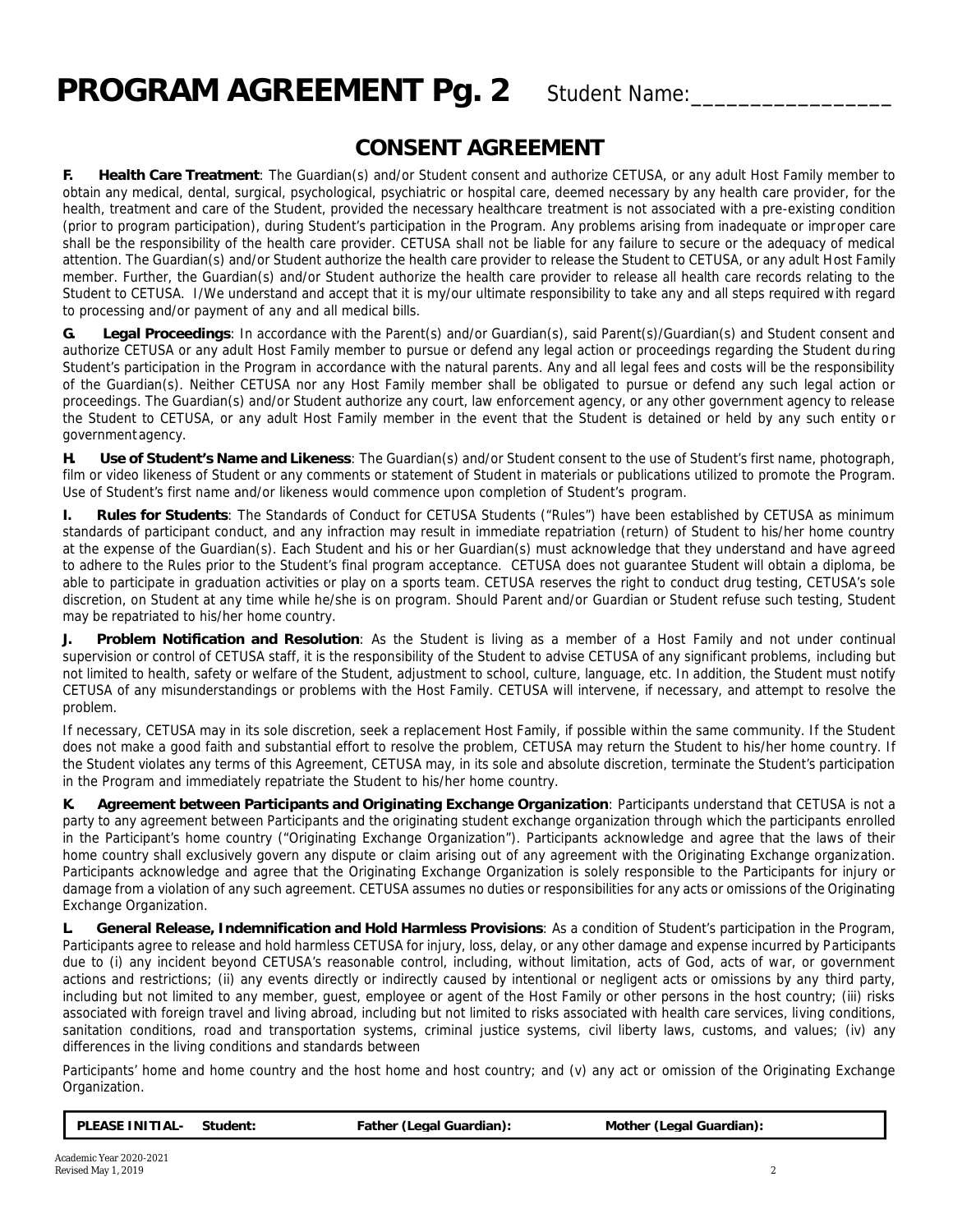# PROGRAM AGREEMENT Pg. 2 Student Name:_________________

## CONSENT AGREEMENT

**F. Health Care Treatment**: The Guardian(s) and/or Student consent and authorize CETUSA, or any adult Host Family member to obtain any medical, dental, surgical, psychological, psychiatric or hospital care, deemed necessary by any health care provider, for the health, treatment and care of the Student, provided the necessary healthcare treatment is not associated with a pre-existing condition (prior to program participation), during Student's participation in the Program. Any problems arising from inadequate or improper care shall be the responsibility of the health care provider. CETUSA shall not be liable for any failure to secure or the adequacy of medical attention. The Guardian(s) and/or Student authorize the health care provider to release the Student to CETUSA, or any adult Host Family member. Further, the Guardian(s) and/or Student authorize the health care provider to release all health care records relating to the Student to CETUSA. I/We understand and accept that it is my/our ultimate responsibility to take any and all steps required with regard to processing and/or payment of any and all medical bills.

**G. Legal Proceedings**: In accordance with the Parent(s) and/or Guardian(s), said Parent(s)/Guardian(s) and Student consent and authorize CETUSA or any adult Host Family member to pursue or defend any legal action or proceedings regarding the Student during Student's participation in the Program in accordance with the natural parents. Any and all legal fees and costs will be the responsibility of the Guardian(s). Neither CETUSA nor any Host Family member shall be obligated to pursue or defend any such legal action or proceedings. The Guardian(s) and/or Student authorize any court, law enforcement agency, or any other government agency to release the Student to CETUSA, or any adult Host Family member in the event that the Student is detained or held by any such entity or government agency.

**H. Use of Student's Name and Likeness**: The Guardian(s) and/or Student consent to the use of Student's first name, photograph, film or video likeness of Student or any comments or statement of Student in materials or publications utilized to promote the Program. Use of Student's first name and/or likeness would commence upon completion of Student's program.

**I. Rules for Students**: The Standards of Conduct for CETUSA Students ("Rules") have been established by CETUSA as minimum standards of participant conduct, and any infraction may result in immediate repatriation (return) of Student to his/her home country at the expense of the Guardian(s). Each Student and his or her Guardian(s) must acknowledge that they understand and have agreed to adhere to the Rules prior to the Student's final program acceptance. CETUSA does not guarantee Student will obtain a diploma, be able to participate in graduation activities or play on a sports team. CETUSA reserves the right to conduct drug testing, CETUSA's sole discretion, on Student at any time while he/she is on program. Should Parent and/or Guardian or Student refuse such testing, Student may be repatriated to his/her home country.

**J. Problem Notification and Resolution**: As the Student is living as a member of a Host Family and not under continual supervision or control of CETUSA staff, it is the responsibility of the Student to advise CETUSA of any significant problems, including but not limited to health, safety or welfare of the Student, adjustment to school, culture, language, etc. In addition, the Student must notify CETUSA of any misunderstandings or problems with the Host Family. CETUSA will intervene, if necessary, and attempt to resolve the problem.

If necessary, CETUSA may in its sole discretion, seek a replacement Host Family, if possible within the same community. If the Student does not make a good faith and substantial effort to resolve the problem, CETUSA may return the Student to his/her home country. If the Student violates any terms of this Agreement, CETUSA may, in its sole and absolute discretion, terminate the Student's participation in the Program and immediately repatriate the Student to his/her home country.

**K. Agreement between Participants and Originating Exchange Organization**: Participants understand that CETUSA is not a party to any agreement between Participants and the originating student exchange organization through which the participants enrolled in the Participant's home country ("Originating Exchange Organization"). Participants acknowledge and agree that the laws of their home country shall exclusively govern any dispute or claim arising out of any agreement with the Originating Exchange organization. Participants acknowledge and agree that the Originating Exchange Organization is solely responsible to the Participants for injury or damage from a violation of any such agreement. CETUSA assumes no duties or responsibilities for any acts or omissions of the Originating Exchange Organization.

**L. General Release, Indemnification and Hold Harmless Provisions**: As a condition of Student's participation in the Program, Participants agree to release and hold harmless CETUSA for injury, loss, delay, or any other damage and expense incurred by Participants due to (i) any incident beyond CETUSA's reasonable control, including, without limitation, acts of God, acts of war, or government actions and restrictions; (ii) any events directly or indirectly caused by intentional or negligent acts or omissions by any third party, including but not limited to any member, guest, employee or agent of the Host Family or other persons in the host country; (iii) risks associated with foreign travel and living abroad, including but not limited to risks associated with health care services, living conditions, sanitation conditions, road and transportation systems, criminal justice systems, civil liberty laws, customs, and values; (iv) any differences in the living conditions and standards between

Participants' home and home country and the host home and host country; and (v) any act or omission of the Originating Exchange Organization.

| **PLEASE INITIAL-** | **Student:** | **Father (Legal Guardian):** | **Mother (Legal Guardian):** |
|---|---|---|---|

Academic Year 2020-2021
Revised May 1, 2019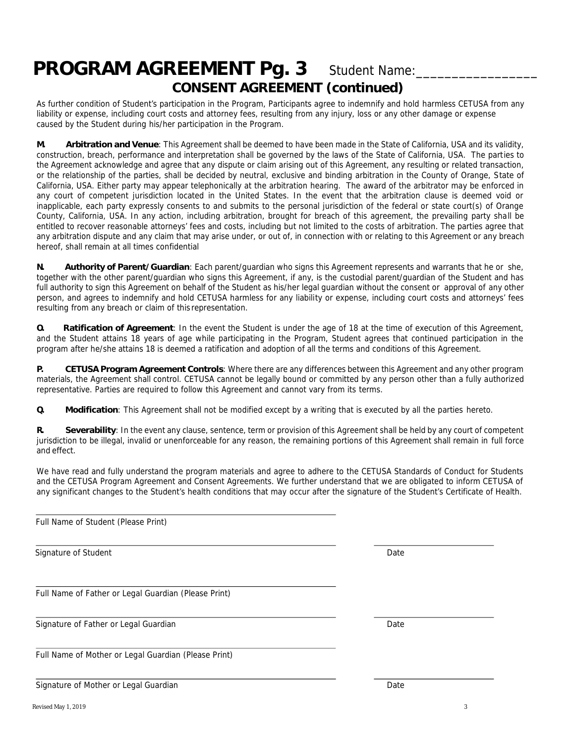# PROGRAM AGREEMENT Pg. 3 Student Name:_________________

## CONSENT AGREEMENT (continued)

As further condition of Student's participation in the Program, Participants agree to indemnify and hold harmless CETUSA from any liability or expense, including court costs and attorney fees, resulting from any injury, loss or any other damage or expense caused by the Student during his/her participation in the Program.

**M. Arbitration and Venue**: This Agreement shall be deemed to have been made in the State of California, USA and its validity, construction, breach, performance and interpretation shall be governed by the laws of the State of California, USA. The parties to the Agreement acknowledge and agree that any dispute or claim arising out of this Agreement, any resulting or related transaction, or the relationship of the parties, shall be decided by neutral, exclusive and binding arbitration in the County of Orange, State of California, USA. Either party may appear telephonically at the arbitration hearing. The award of the arbitrator may be enforced in any court of competent jurisdiction located in the United States. In the event that the arbitration clause is deemed void or inapplicable, each party expressly consents to and submits to the personal jurisdiction of the federal or state court(s) of Orange County, California, USA. In any action, including arbitration, brought for breach of this agreement, the prevailing party shall be entitled to recover reasonable attorneys' fees and costs, including but not limited to the costs of arbitration. The parties agree that any arbitration dispute and any claim that may arise under, or out of, in connection with or relating to this Agreement or any breach hereof, shall remain at all times confidential

**N. Authority of Parent/Guardian**: Each parent/guardian who signs this Agreement represents and warrants that he or she, together with the other parent/guardian who signs this Agreement, if any, is the custodial parent/guardian of the Student and has full authority to sign this Agreement on behalf of the Student as his/her legal guardian without the consent or approval of any other person, and agrees to indemnify and hold CETUSA harmless for any liability or expense, including court costs and attorneys' fees resulting from any breach or claim of this representation.

**O. Ratification of Agreement**: In the event the Student is under the age of 18 at the time of execution of this Agreement, and the Student attains 18 years of age while participating in the Program, Student agrees that continued participation in the program after he/she attains 18 is deemed a ratification and adoption of all the terms and conditions of this Agreement.

**P. CETUSA Program Agreement Controls**: Where there are any differences between this Agreement and any other program materials, the Agreement shall control. CETUSA cannot be legally bound or committed by any person other than a fully authorized representative. Parties are required to follow this Agreement and cannot vary from its terms.

**Q. Modification**: This Agreement shall not be modified except by a writing that is executed by all the parties hereto.

**R. Severability**: In the event any clause, sentence, term or provision of this Agreement shall be held by any court of competent jurisdiction to be illegal, invalid or unenforceable for any reason, the remaining portions of this Agreement shall remain in full force and effect.

We have read and fully understand the program materials and agree to adhere to the CETUSA Standards of Conduct for Students and the CETUSA Program Agreement and Consent Agreements. We further understand that we are obligated to inform CETUSA of any significant changes to the Student's health conditions that may occur after the signature of the Student's Certificate of Health.

______________________________________
Full Name of Student (Please Print)

______________________________________ ____________________
Signature of Student Date

______________________________________
Full Name of Father or Legal Guardian (Please Print)

______________________________________ ____________________
Signature of Father or Legal Guardian Date

______________________________________
Full Name of Mother or Legal Guardian (Please Print)

______________________________________ ____________________
Signature of Mother or Legal Guardian Date

Revised May 1, 2019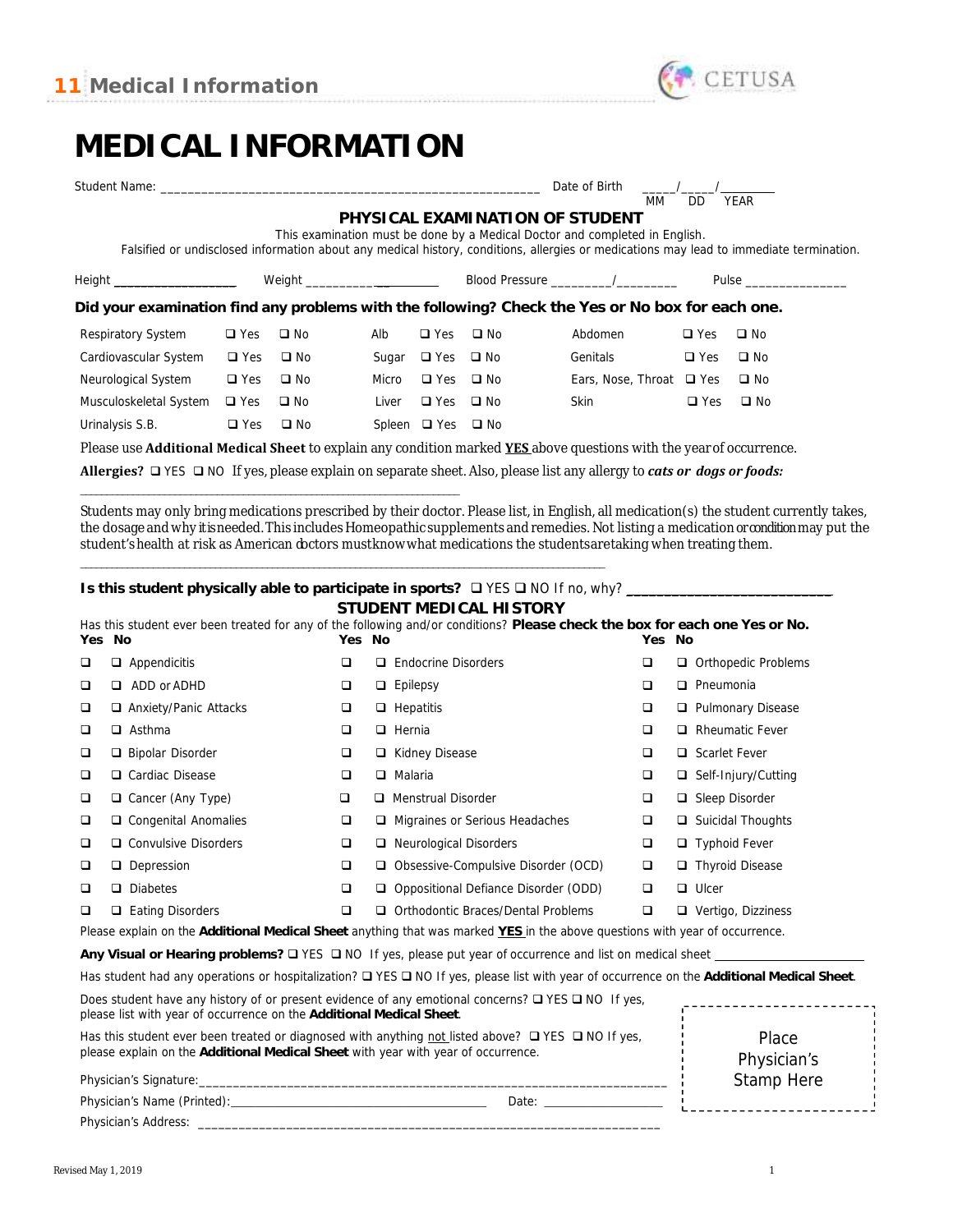# MEDICAL INFORMATION

Student Name: _______________________________________________________ Date of Birth _____/_____/________
MM DD YEAR

### PHYSICAL EXAMINATION OF STUDENT

This examination must be done by a Medical Doctor and completed in English.

Falsified or undisclosed information about any medical history, conditions, allergies or medications may lead to immediate termination.

Height ___________________ Weight ___________________ Blood Pressure _________/_________ Pulse _______________

**Did your examination find any problems with the following? Check the Yes or No box for each one.**

| | | | | | | | | |
|---|---|---|---|---|---|---|---|---|
| Respiratory System | ❑ Yes | ❑ No | Alb | ❑ Yes | ❑ No | Abdomen | ❑ Yes | ❑ No |
| Cardiovascular System | ❑ Yes | ❑ No | Sugar | ❑ Yes | ❑ No | Genitals | ❑ Yes | ❑ No |
| Neurological System | ❑ Yes | ❑ No | Micro | ❑ Yes | ❑ No | Ears, Nose, Throat | ❑ Yes | ❑ No |
| Musculoskeletal System | ❑ Yes | ❑ No | Liver | ❑ Yes | ❑ No | Skin | ❑ Yes | ❑ No |
| Urinalysis S.B. | ❑ Yes | ❑ No | Spleen | ❑ Yes | ❑ No | | | |

Please use **Additional Medical Sheet** to explain any condition marked **YES** above questions with the year of occurrence.

**Allergies?** ❑ YES ❑ NO If yes, please explain on separate sheet. Also, please list any allergy to ***cats or dogs or foods:***

_______________________________________________________________

Students may only bring medications prescribed by their doctor. Please list, in English, all medication(s) the student currently takes, the dosage and why it is needed. This includes Homeopathic supplements and remedies. Not listing a medication or condition may put the student's health at risk as American doctors must know what medications the students are taking when treating them.

_______________________________________________________________

**Is this student physically able to participate in sports?** ❑ YES ❑ NO If no, why? ___________________________

### STUDENT MEDICAL HISTORY

Has this student ever been treated for any of the following and/or conditions? **Please check the box for each one Yes or No.**

| Yes | No | | Yes | No | | Yes | No | |
|---|---|---|---|---|---|---|---|---|
| ❑ | ❑ | Appendicitis | ❑ | ❑ | Endocrine Disorders | ❑ | ❑ | Orthopedic Problems |
| ❑ | ❑ | ADD or ADHD | ❑ | ❑ | Epilepsy | ❑ | ❑ | Pneumonia |
| ❑ | ❑ | Anxiety/Panic Attacks | ❑ | ❑ | Hepatitis | ❑ | ❑ | Pulmonary Disease |
| ❑ | ❑ | Asthma | ❑ | ❑ | Hernia | ❑ | ❑ | Rheumatic Fever |
| ❑ | ❑ | Bipolar Disorder | ❑ | ❑ | Kidney Disease | ❑ | ❑ | Scarlet Fever |
| ❑ | ❑ | Cardiac Disease | ❑ | ❑ | Malaria | ❑ | ❑ | Self-Injury/Cutting |
| ❑ | ❑ | Cancer (Any Type) | ❑ | ❑ | Menstrual Disorder | ❑ | ❑ | Sleep Disorder |
| ❑ | ❑ | Congenital Anomalies | ❑ | ❑ | Migraines or Serious Headaches | ❑ | ❑ | Suicidal Thoughts |
| ❑ | ❑ | Convulsive Disorders | ❑ | ❑ | Neurological Disorders | ❑ | ❑ | Typhoid Fever |
| ❑ | ❑ | Depression | ❑ | ❑ | Obsessive-Compulsive Disorder (OCD) | ❑ | ❑ | Thyroid Disease |
| ❑ | ❑ | Diabetes | ❑ | ❑ | Oppositional Defiance Disorder (ODD) | ❑ | ❑ | Ulcer |
| ❑ | ❑ | Eating Disorders | ❑ | ❑ | Orthodontic Braces/Dental Problems | ❑ | ❑ | Vertigo, Dizziness |

Please explain on the **Additional Medical Sheet** anything that was marked **YES** in the above questions with year of occurrence.

**Any Visual or Hearing problems?** ❑ YES ❑ NO If yes, please put year of occurrence and list on medical sheet _______________________

Has student had any operations or hospitalization? ❑ YES ❑ NO If yes, please list with year of occurrence on the **Additional Medical Sheet**.

Does student have any history of or present evidence of any emotional concerns? ❑ YES ❑ NO If yes, please list with year of occurrence on the **Additional Medical Sheet**.

Has this student ever been treated or diagnosed with anything not listed above? ❑ YES ❑ NO If yes, please explain on the **Additional Medical Sheet** with year with year of occurrence.

Physician's Signature: _______________________________________________________________

Physician's Name (Printed): ________________________________________ Date: ___________________

Physician's Address: _______________________________________________________________

Place Physician's Stamp Here

Revised May 1, 2019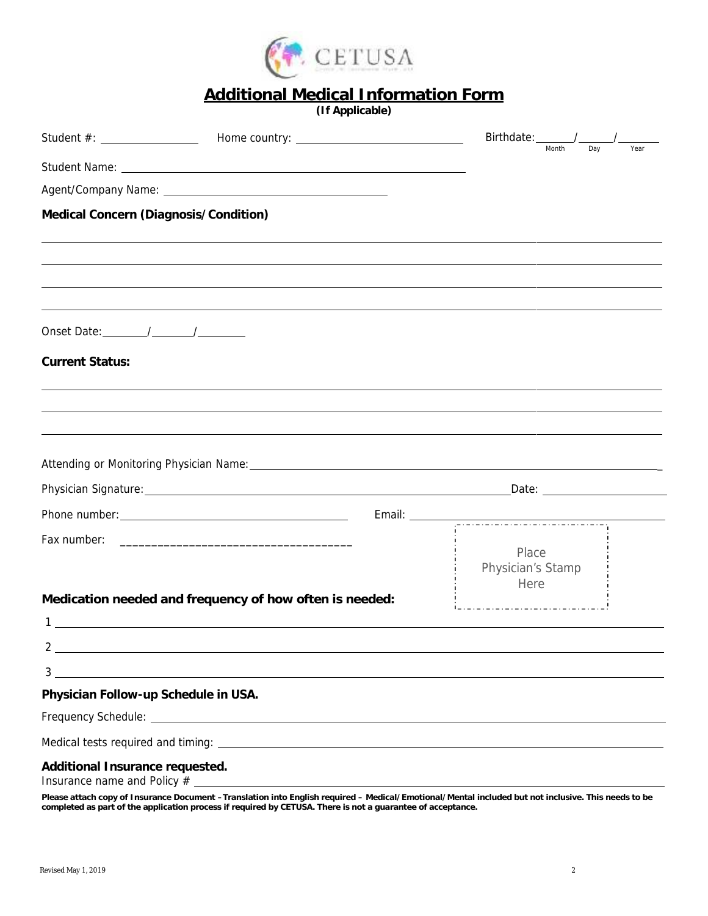CETUSA

# Additional Medical Information Form

**(If Applicable)**

Student #: ________________ Home country: ____________________________ Birthdate: ______/______/______ (Month / Day / Year)

Student Name: ____________________________________________________________

Agent/Company Name: ______________________________________

**Medical Concern (Diagnosis/Condition)**

______________________________________________________________________________

______________________________________________________________________________

______________________________________________________________________________

______________________________________________________________________________

Onset Date:________/_______/________

**Current Status:**

______________________________________________________________________________

______________________________________________________________________________

______________________________________________________________________________

Attending or Monitoring Physician Name: _______________________________________________________________

Physician Signature: ___________________________________________________ Date: ____________________

Phone number: ______________________________________ Email: ______________________________________

Fax number: ____________________________________

Place Physician's Stamp Here

**Medication needed and frequency of how often is needed:**

1 ______________________________________________________________________________

2 ______________________________________________________________________________

3 ______________________________________________________________________________

**Physician Follow-up Schedule in USA.**

Frequency Schedule: ______________________________________________________________

Medical tests required and timing: ______________________________________________________

**Additional Insurance requested.**

Insurance name and Policy # ______________________________________________________

**Please attach copy of Insurance Document –Translation into English required – Medical/Emotional/Mental included but not inclusive. This needs to be completed as part of the application process if required by CETUSA. There is not a guarantee of acceptance.**

Revised May 1, 2019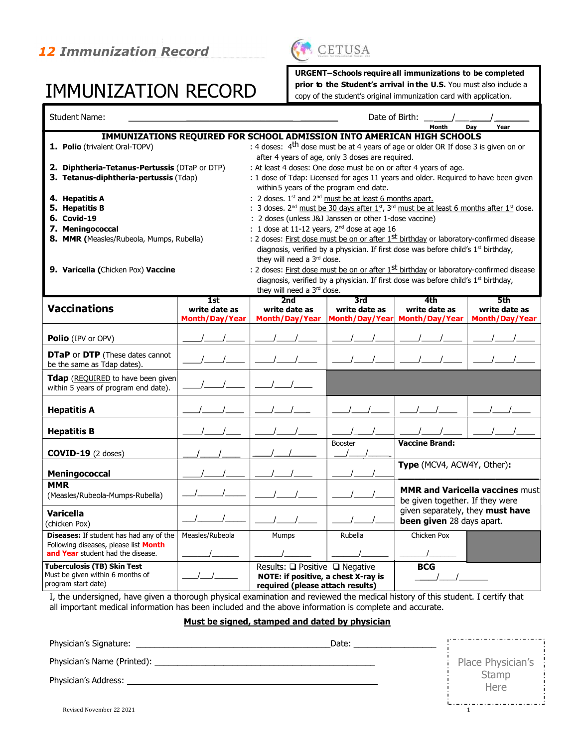*12 Immunization Record*

CETUSA

# IMMUNIZATION RECORD

**URGENT–Schools require all immunizations to be completed prior to the Student's arrival in the U.S.** You must also include a copy of the student's original immunization card with application.

Student Name: ______________________________ Date of Birth: ____/____/______ (Month / Day / Year)

## IMMUNIZATIONS REQUIRED FOR SCHOOL ADMISSION INTO AMERICAN HIGH SCHOOLS

1. **Polio** (trivalent Oral-TOPV) : 4 doses: 4th dose must be at 4 years of age or older OR If dose 3 is given on or after 4 years of age, only 3 doses are required.
2. **Diphtheria-Tetanus-Pertussis** (DTaP or DTP) : At least 4 doses: One dose must be on or after 4 years of age.
3. **Tetanus-diphtheria-pertussis** (Tdap) : 1 dose of Tdap: Licensed for ages 11 years and older. Required to have been given within 5 years of the program end date.
4. **Hepatitis A** : 2 doses. 1st and 2nd must be at least 6 months apart.
5. **Hepatitis B** : 3 doses. 2nd must be 30 days after 1st, 3rd must be at least 6 months after 1st dose.
6. **Covid-19** : 2 doses (unless J&J Janssen or other 1-dose vaccine)
7. **Meningococcal** : 1 dose at 11-12 years, 2nd dose at age 16
8. **MMR** (Measles/Rubeola, Mumps, Rubella) : 2 doses: First dose must be on or after 1st birthday or laboratory-confirmed disease diagnosis, verified by a physician. If first dose was before child's 1st birthday, they will need a 3rd dose.
9. **Varicella** (Chicken Pox) **Vaccine** : 2 doses: First dose must be on or after 1st birthday or laboratory-confirmed disease diagnosis, verified by a physician. If first dose was before child's 1st birthday, they will need a 3rd dose.

| **Vaccinations** | **1st** write date as **Month/Day/Year** | **2nd** write date as **Month/Day/Year** | **3rd** write date as **Month/Day/Year** | **4th** write date as **Month/Day/Year** | **5th** write date as **Month/Day/Year** |
|---|---|---|---|---|---|
| **Polio** (IPV or OPV) | ___/___/___ | ___/___/___ | ___/___/___ | ___/___/___ | ___/___/___ |
| **DTaP** or **DTP** (These dates cannot be the same as Tdap dates). | ___/___/___ | ___/___/___ | ___/___/___ | ___/___/___ | ___/___/___ |
| **Tdap** (REQUIRED to have been given within 5 years of program end date). | ___/___/___ | ___/___/___ | | | |
| **Hepatitis A** | ___/___/___ | ___/___/___ | ___/___/___ | ___/___/___ | ___/___/___ |
| **Hepatitis B** | ___/___/___ | ___/___/___ | ___/___/___ | ___/___/___ | ___/___/___ |
| **COVID-19** (2 doses) | ___/___/___ | ___/___/___ | Booster ___/___/___ | **Vaccine Brand:** | |
| **Meningococcal** | ___/___/___ | ___/___/___ | ___/___/___ | **Type** (MCV4, ACW4Y, Other): | |
| **MMR** (Measles/Rubeola-Mumps-Rubella) | ___/___/___ | ___/___/___ | ___/___/___ | **MMR and Varicella vaccines** must be given together. If they were given separately, they **must have been given** 28 days apart. | |
| **Varicella** (chicken Pox) | ___/___/___ | ___/___/___ | ___/___/___ | | |
| **Diseases:** If student has had any of the Following diseases, please list **Month and Year** student had the disease. | Measles/Rubeola ___/___ | Mumps ___/___ | Rubella ___/___ | Chicken Pox ___/___ | |
| **Tuberculosis (TB) Skin Test** Must be given within 6 months of program start date) | ___/___/___ | Results: ❑ Positive ❑ Negative **NOTE: if positive, a chest X-ray is required (please attach results)** | | **BCG** ___/___/___ | |

I, the undersigned, have given a thorough physical examination and reviewed the medical history of this student. I certify that all important medical information has been included and the above information is complete and accurate.

**Must be signed, stamped and dated by physician**

Physician's Signature: ______________________________ Date: ______________

Physician's Name (Printed): ______________________________

Physician's Address: ______________________________

Place Physician's Stamp Here

Revised November 22 2021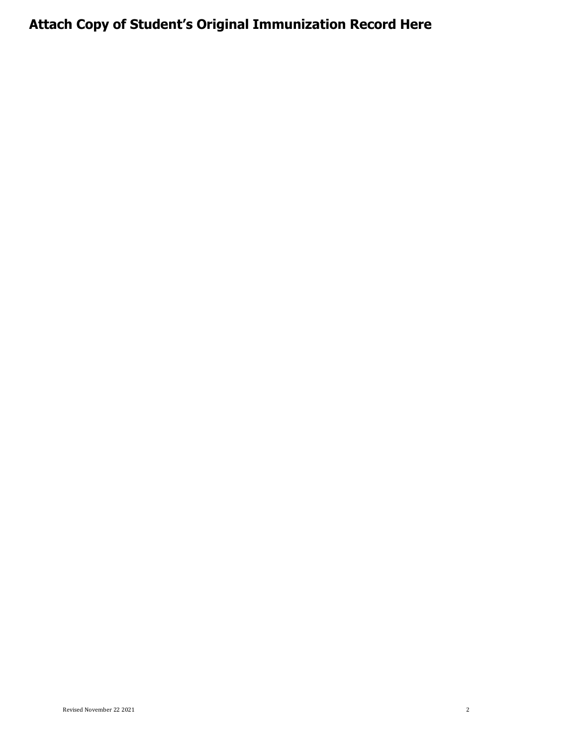# Attach Copy of Student's Original Immunization Record Here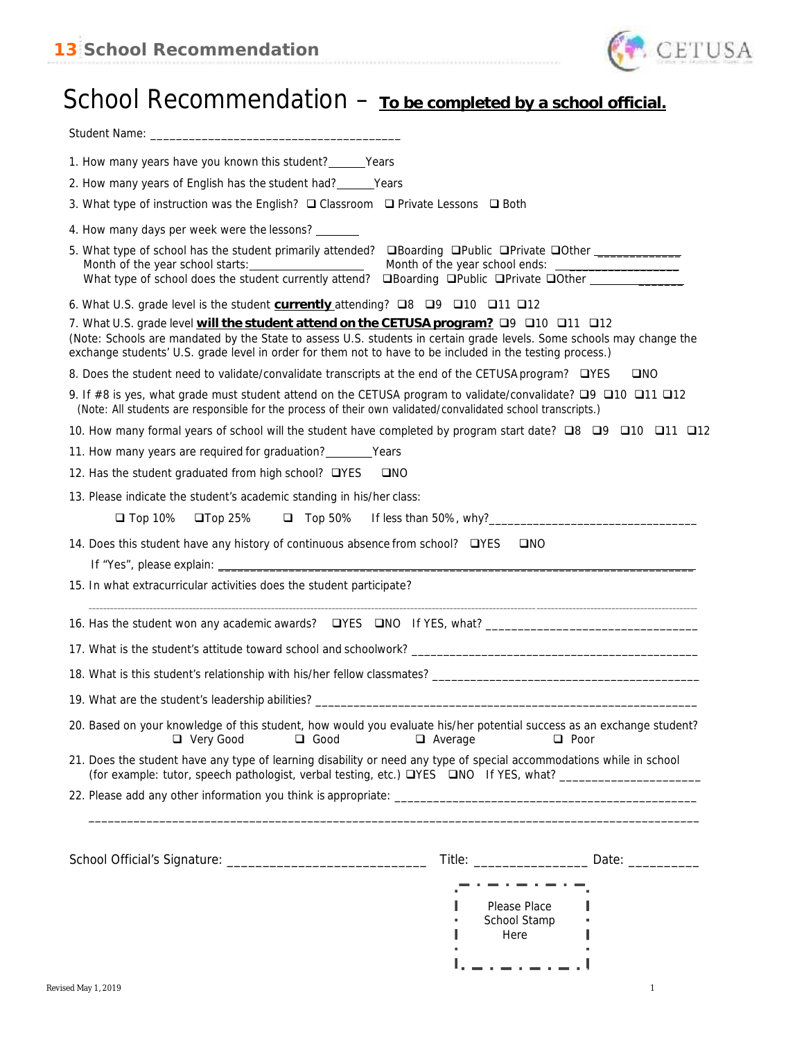# School Recommendation – **To be completed by a school official.**

Student Name: ________________________________________

1. How many years have you known this student?______Years
2. How many years of English has the student had?______Years
3. What type of instruction was the English? ❑ Classroom ❑ Private Lessons ❑ Both
4. How many days per week were the lessons? _______
5. What type of school has the student primarily attended? ❑Boarding ❑Public ❑Private ❑Other _____________
   Month of the year school starts:___________________ Month of the year school ends: __________________
   What type of school does the student currently attend? ❑Boarding ❑Public ❑Private ❑Other _______________
6. What U.S. grade level is the student **currently** attending? ❑8 ❑9 ❑10 ❑11 ❑12
7. What U.S. grade level **will the student attend on the CETUSA program?** ❑9 ❑10 ❑11 ❑12
   (Note: Schools are mandated by the State to assess U.S. students in certain grade levels. Some schools may change the exchange students' U.S. grade level in order for them not to have to be included in the testing process.)
8. Does the student need to validate/convalidate transcripts at the end of the CETUSA program? ❑YES ❑NO
9. If #8 is yes, what grade must student attend on the CETUSA program to validate/convalidate? ❑9 ❑10 ❑11 ❑12
   (Note: All students are responsible for the process of their own validated/convalidated school transcripts.)
10. How many formal years of school will the student have completed by program start date? ❑8 ❑9 ❑10 ❑11 ❑12
11. How many years are required for graduation?________Years
12. Has the student graduated from high school? ❑YES ❑NO
13. Please indicate the student's academic standing in his/her class:
    ❑ Top 10% ❑Top 25% ❑ Top 50% If less than 50%, why?_________________________________
14. Does this student have any history of continuous absence from school? ❑YES ❑NO
    If "Yes", please explain: ___________________________________________________________________________
15. In what extracurricular activities does the student participate?
    ______________________________________________________________________________________________
16. Has the student won any academic awards? ❑YES ❑NO If YES, what? _________________________________
17. What is the student's attitude toward school and schoolwork? _____________________________________________
18. What is this student's relationship with his/her fellow classmates? _________________________________________
19. What are the student's leadership abilities? ____________________________________________________________
20. Based on your knowledge of this student, how would you evaluate his/her potential success as an exchange student?
    ❑ Very Good ❑ Good ❑ Average ❑ Poor
21. Does the student have any type of learning disability or need any type of special accommodations while in school (for example: tutor, speech pathologist, verbal testing, etc.) ❑YES ❑NO If YES, what? _____________________
22. Please add any other information you think is appropriate: _______________________________________________
    ______________________________________________________________________________________________

School Official's Signature: ____________________________ Title: ________________ Date: __________

Please Place School Stamp Here

Revised May 1, 2019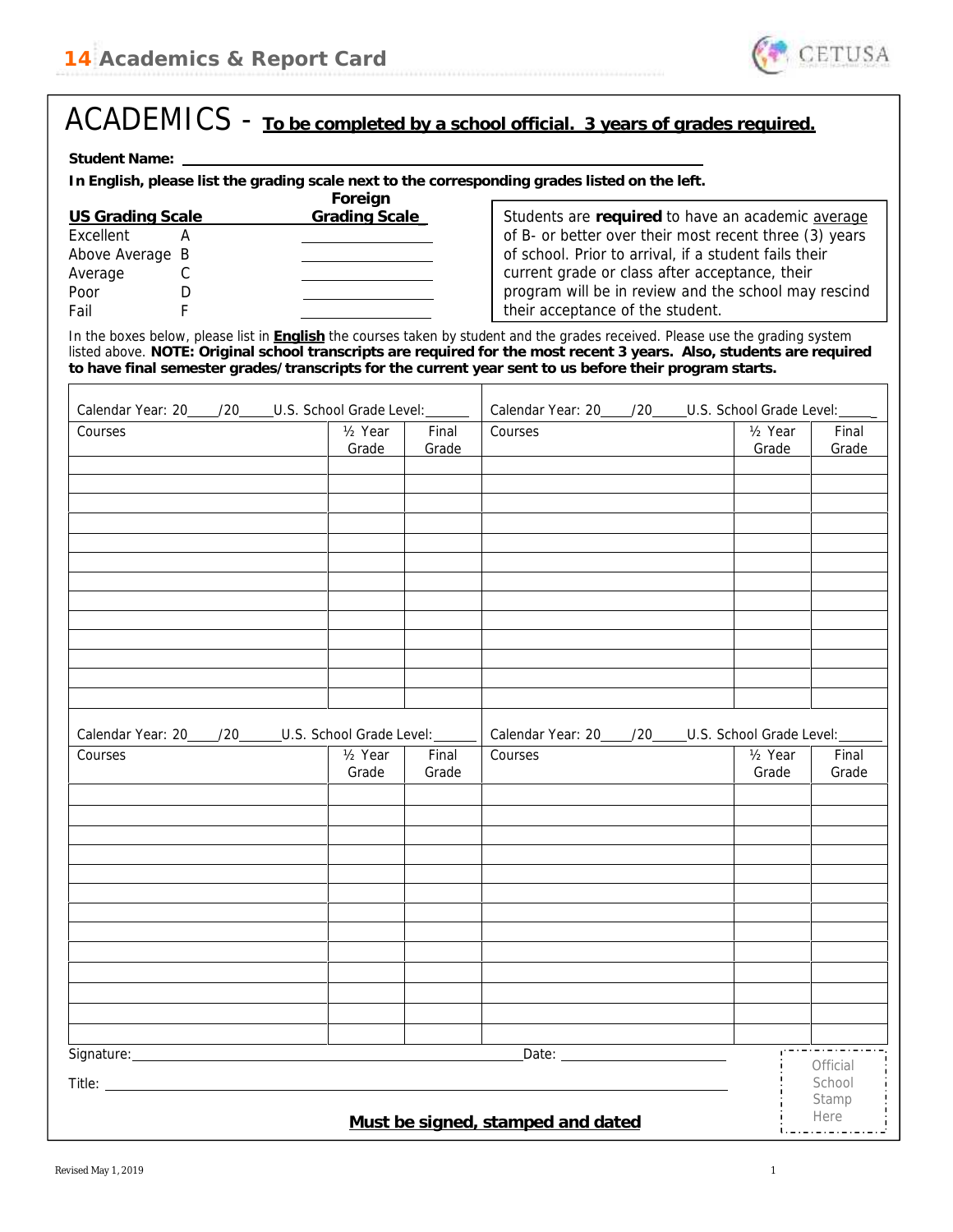# ACADEMICS - To be completed by a school official. 3 years of grades required.

**Student Name:** ______________________________

**In English, please list the grading scale next to the corresponding grades listed on the left.**

| US Grading Scale | | Foreign Grading Scale |
|---|---|---|
| Excellent | A | ____________ |
| Above Average | B | ____________ |
| Average | C | ____________ |
| Poor | D | ____________ |
| Fail | F | ____________ |

Students are **required** to have an academic average of B- or better over their most recent three (3) years of school. Prior to arrival, if a student fails their current grade or class after acceptance, their program will be in review and the school may rescind their acceptance of the student.

In the boxes below, please list in **English** the courses taken by student and the grades received. Please use the grading system listed above. **NOTE: Original school transcripts are required for the most recent 3 years. Also, students are required to have final semester grades/transcripts for the current year sent to us before their program starts.**

| Calendar Year: 20____/20____U.S. School Grade Level:______ | | | Calendar Year: 20____/20____U.S. School Grade Level:______ | | |
|---|---|---|---|---|---|
| Courses | ½ Year Grade | Final Grade | Courses | ½ Year Grade | Final Grade |
| | | | | | |
| | | | | | |
| | | | | | |
| | | | | | |
| | | | | | |
| | | | | | |
| | | | | | |
| | | | | | |
| | | | | | |
| | | | | | |
| | | | | | |
| | | | | | |
| | | | | | |

| Calendar Year: 20____/20____U.S. School Grade Level:______ | | | Calendar Year: 20____/20____U.S. School Grade Level:______ | | |
|---|---|---|---|---|---|
| Courses | ½ Year Grade | Final Grade | Courses | ½ Year Grade | Final Grade |
| | | | | | |
| | | | | | |
| | | | | | |
| | | | | | |
| | | | | | |
| | | | | | |
| | | | | | |
| | | | | | |
| | | | | | |
| | | | | | |
| | | | | | |
| | | | | | |
| | | | | | |

Signature: ______________________________ Date: ______________

Title: ______________________________

Official School Stamp Here

**Must be signed, stamped and dated**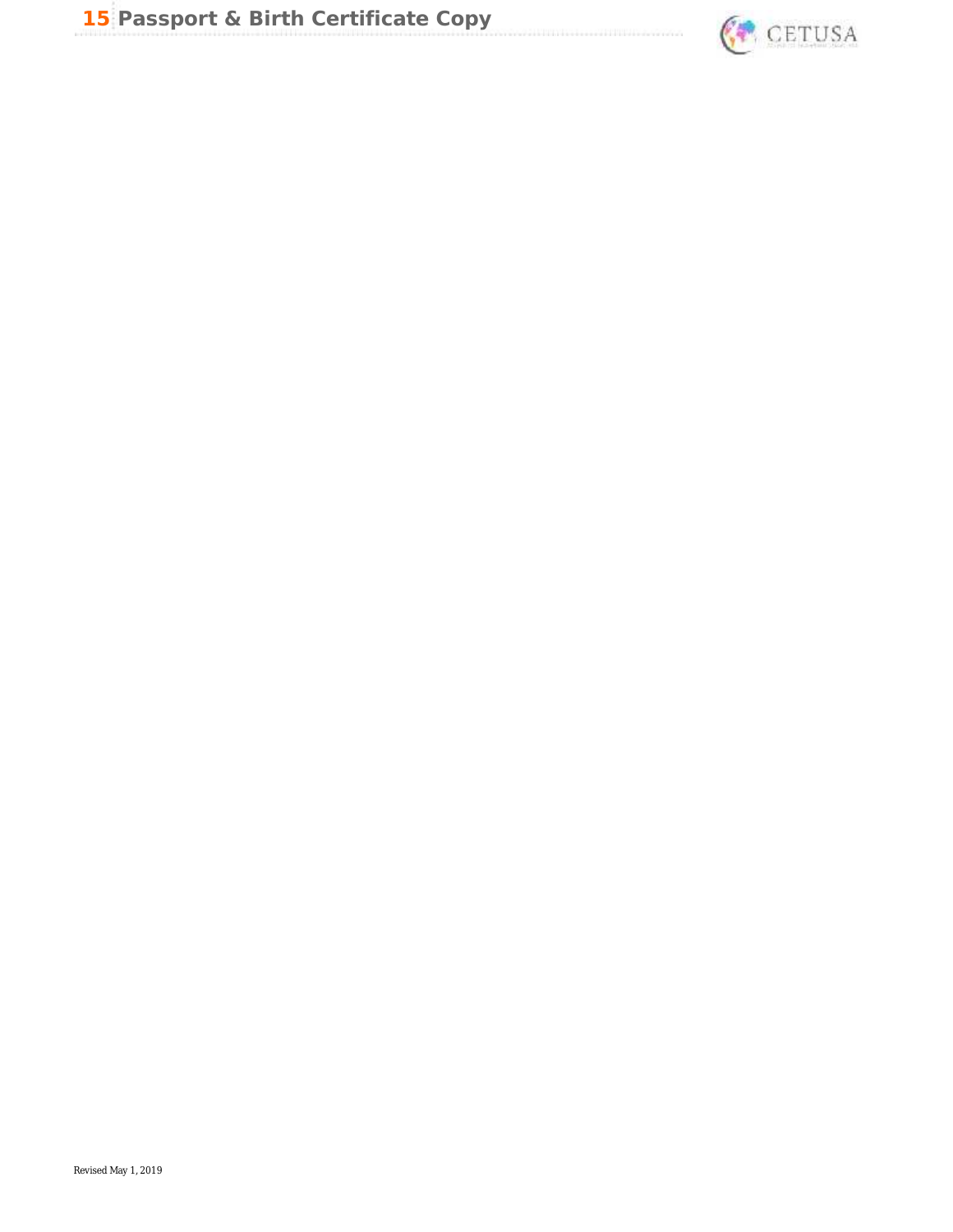# 15 Passport & Birth Certificate Copy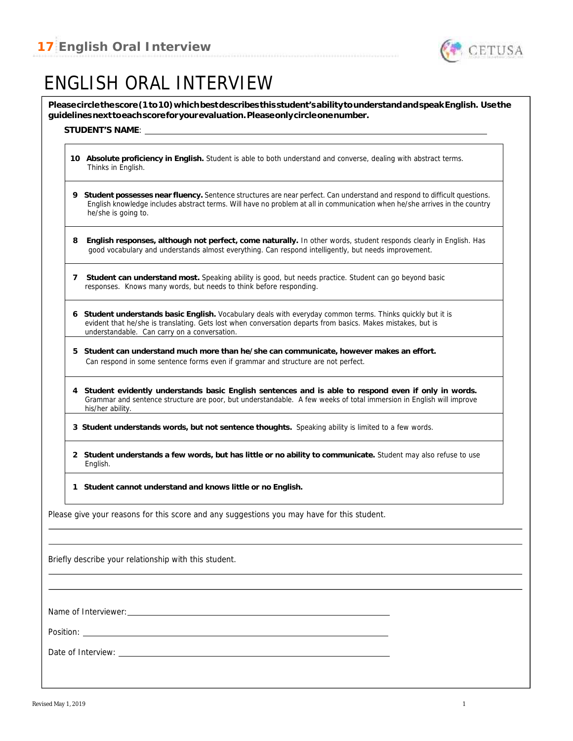# ENGLISH ORAL INTERVIEW

**Please circle the score (1 to 10) which best describes this student's ability to understand and speak English. Use the guidelines next to each score for your evaluation. Please only circle one number.**

**STUDENT'S NAME**: ______________________________

**10 Absolute proficiency in English.** Student is able to both understand and converse, dealing with abstract terms. Thinks in English.

**9 Student possesses near fluency.** Sentence structures are near perfect. Can understand and respond to difficult questions. English knowledge includes abstract terms. Will have no problem at all in communication when he/she arrives in the country he/she is going to.

**8 English responses, although not perfect, come naturally.** In other words, student responds clearly in English. Has good vocabulary and understands almost everything. Can respond intelligently, but needs improvement.

**7 Student can understand most.** Speaking ability is good, but needs practice. Student can go beyond basic responses. Knows many words, but needs to think before responding.

**6 Student understands basic English.** Vocabulary deals with everyday common terms. Thinks quickly but it is evident that he/she is translating. Gets lost when conversation departs from basics. Makes mistakes, but is understandable. Can carry on a conversation.

**5 Student can understand much more than he/she can communicate, however makes an effort.** Can respond in some sentence forms even if grammar and structure are not perfect.

**4 Student evidently understands basic English sentences and is able to respond even if only in words.** Grammar and sentence structure are poor, but understandable. A few weeks of total immersion in English will improve his/her ability.

**3 Student understands words, but not sentence thoughts.** Speaking ability is limited to a few words.

**2 Student understands a few words, but has little or no ability to communicate.** Student may also refuse to use English.

**1 Student cannot understand and knows little or no English.**

Please give your reasons for this score and any suggestions you may have for this student.

______________________________

______________________________

Briefly describe your relationship with this student.

______________________________

______________________________

Name of Interviewer: ______________________________

Position: ______________________________

Date of Interview: ______________________________